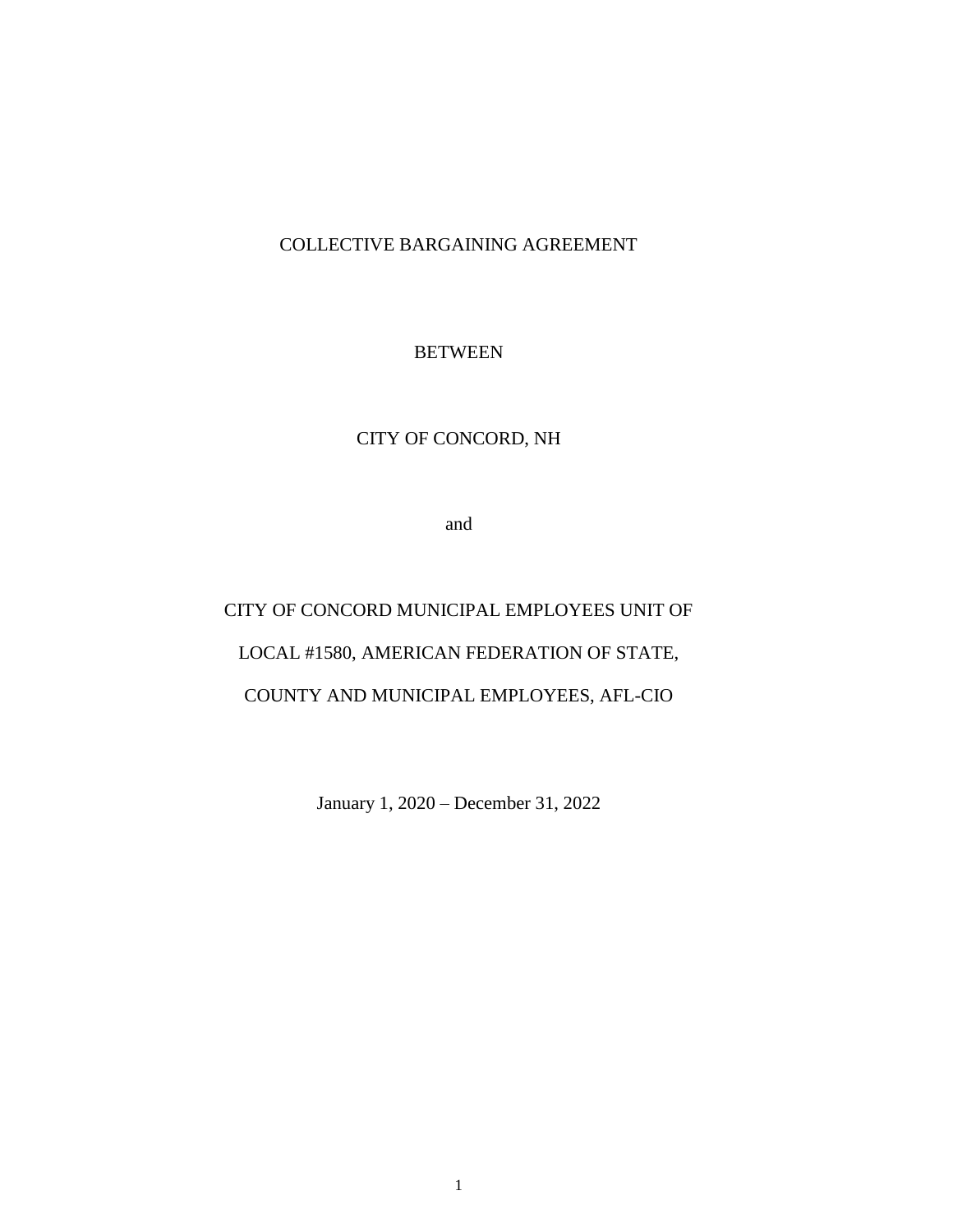# COLLECTIVE BARGAINING AGREEMENT

BETWEEN

CITY OF CONCORD, NH

and

CITY OF CONCORD MUNICIPAL EMPLOYEES UNIT OF

LOCAL #1580, AMERICAN FEDERATION OF STATE,

COUNTY AND MUNICIPAL EMPLOYEES, AFL-CIO

January 1, 2020 – December 31, 2022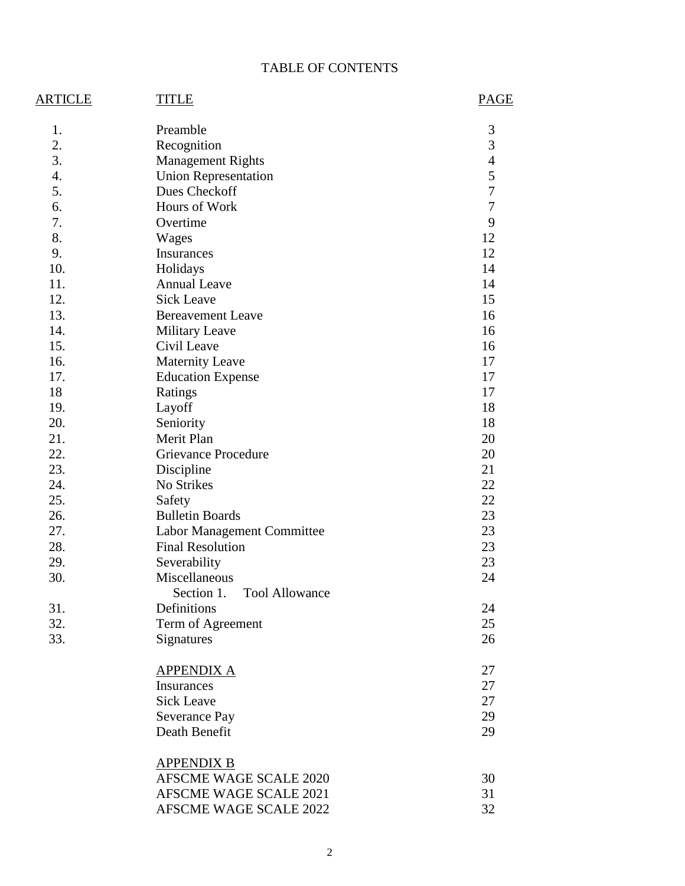# TABLE OF CONTENTS

| ARTICLE | TITLE | PAGE |
|---|---|---|
| 1. | Preamble | 3 |
| 2. | Recognition | 3 |
| 3. | Management Rights | 4 |
| 4. | Union Representation | 5 |
| 5. | Dues Checkoff | 7 |
| 6. | Hours of Work | 7 |
| 7. | Overtime | 9 |
| 8. | Wages | 12 |
| 9. | Insurances | 12 |
| 10. | Holidays | 14 |
| 11. | Annual Leave | 14 |
| 12. | Sick Leave | 15 |
| 13. | Bereavement Leave | 16 |
| 14. | Military Leave | 16 |
| 15. | Civil Leave | 16 |
| 16. | Maternity Leave | 17 |
| 17. | Education Expense | 17 |
| 18 | Ratings | 17 |
| 19. | Layoff | 18 |
| 20. | Seniority | 18 |
| 21. | Merit Plan | 20 |
| 22. | Grievance Procedure | 20 |
| 23. | Discipline | 21 |
| 24. | No Strikes | 22 |
| 25. | Safety | 22 |
| 26. | Bulletin Boards | 23 |
| 27. | Labor Management Committee | 23 |
| 28. | Final Resolution | 23 |
| 29. | Severability | 23 |
| 30. | Miscellaneous | 24 |
| | Section 1. Tool Allowance | |
| 31. | Definitions | 24 |
| 32. | Term of Agreement | 25 |
| 33. | Signatures | 26 |
| | APPENDIX A | 27 |
| | Insurances | 27 |
| | Sick Leave | 27 |
| | Severance Pay | 29 |
| | Death Benefit | 29 |
| | APPENDIX B | |
| | AFSCME WAGE SCALE 2020 | 30 |
| | AFSCME WAGE SCALE 2021 | 31 |
| | AFSCME WAGE SCALE 2022 | 32 |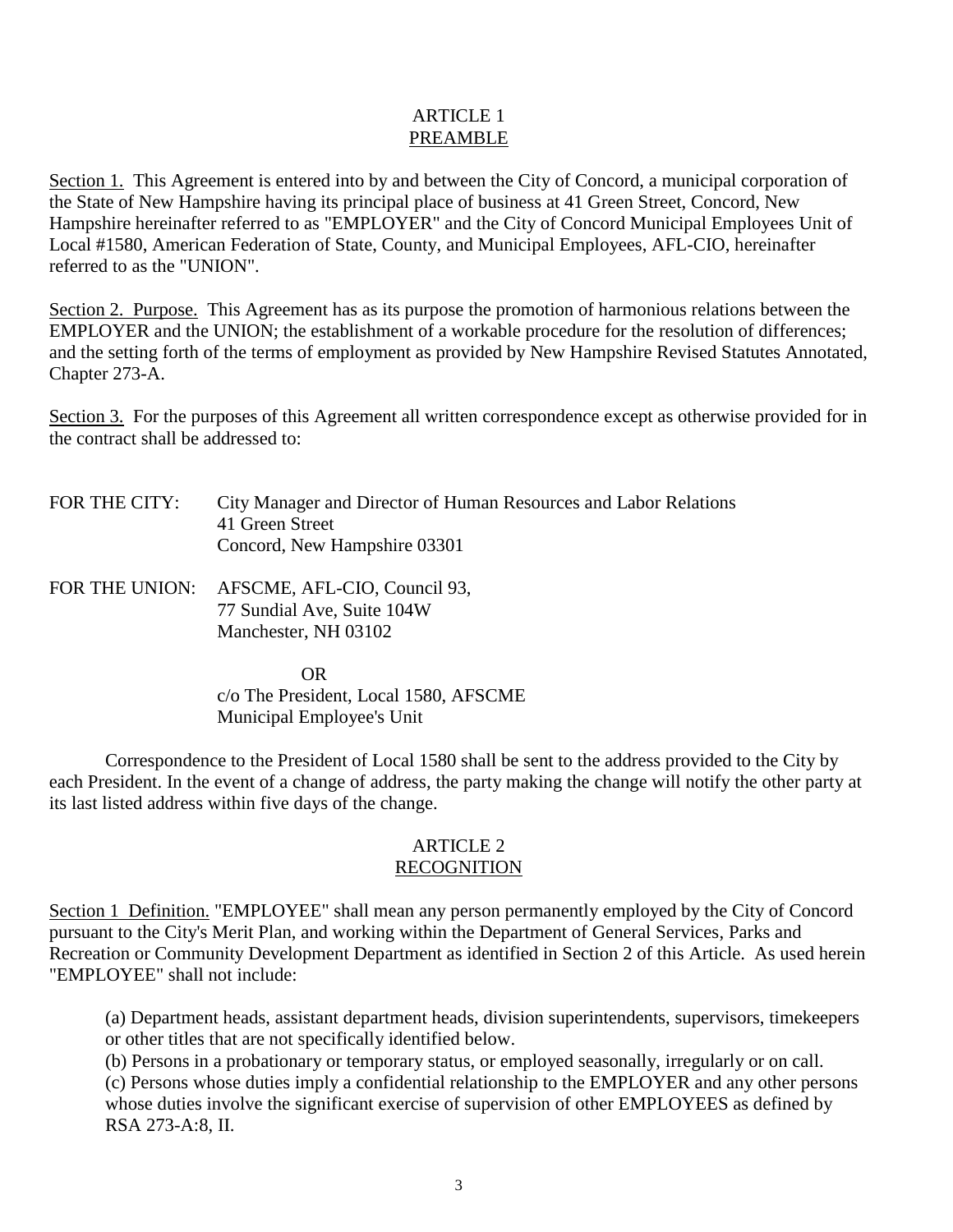## ARTICLE 1
## PREAMBLE

Section 1. This Agreement is entered into by and between the City of Concord, a municipal corporation of the State of New Hampshire having its principal place of business at 41 Green Street, Concord, New Hampshire hereinafter referred to as "EMPLOYER" and the City of Concord Municipal Employees Unit of Local #1580, American Federation of State, County, and Municipal Employees, AFL-CIO, hereinafter referred to as the "UNION".

Section 2. Purpose. This Agreement has as its purpose the promotion of harmonious relations between the EMPLOYER and the UNION; the establishment of a workable procedure for the resolution of differences; and the setting forth of the terms of employment as provided by New Hampshire Revised Statutes Annotated, Chapter 273-A.

Section 3. For the purposes of this Agreement all written correspondence except as otherwise provided for in the contract shall be addressed to:

FOR THE CITY: City Manager and Director of Human Resources and Labor Relations
41 Green Street
Concord, New Hampshire 03301

FOR THE UNION: AFSCME, AFL-CIO, Council 93,
77 Sundial Ave, Suite 104W
Manchester, NH 03102

OR

c/o The President, Local 1580, AFSCME
Municipal Employee's Unit

Correspondence to the President of Local 1580 shall be sent to the address provided to the City by each President. In the event of a change of address, the party making the change will notify the other party at its last listed address within five days of the change.

## ARTICLE 2
## RECOGNITION

Section 1 Definition. "EMPLOYEE" shall mean any person permanently employed by the City of Concord pursuant to the City's Merit Plan, and working within the Department of General Services, Parks and Recreation or Community Development Department as identified in Section 2 of this Article. As used herein "EMPLOYEE" shall not include:

(a) Department heads, assistant department heads, division superintendents, supervisors, timekeepers or other titles that are not specifically identified below.
(b) Persons in a probationary or temporary status, or employed seasonally, irregularly or on call.
(c) Persons whose duties imply a confidential relationship to the EMPLOYER and any other persons whose duties involve the significant exercise of supervision of other EMPLOYEES as defined by RSA 273-A:8, II.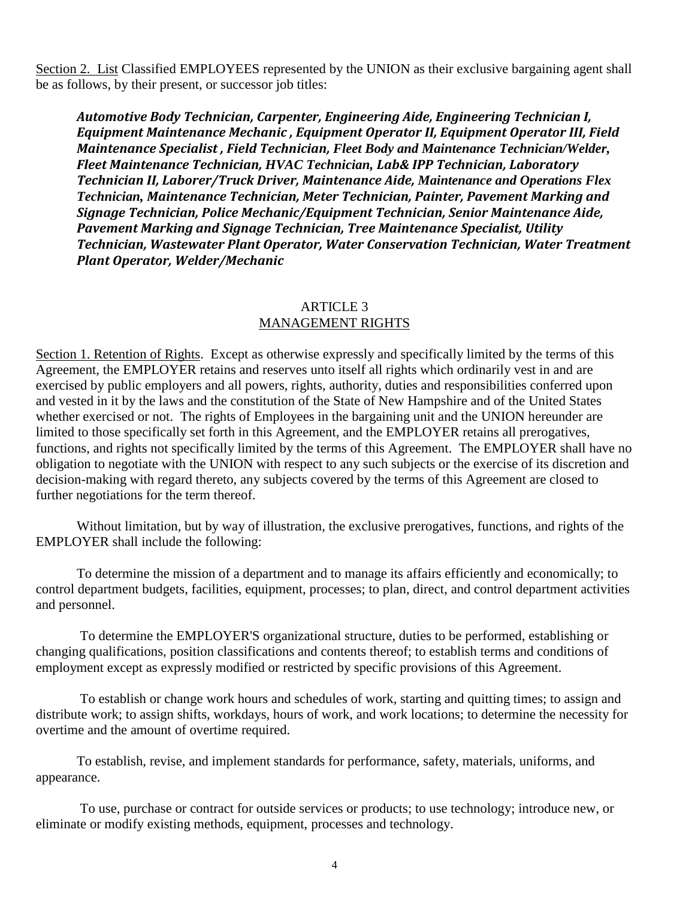<u>Section 2. List</u> Classified EMPLOYEES represented by the UNION as their exclusive bargaining agent shall be as follows, by their present, or successor job titles:

> ***Automotive Body Technician, Carpenter, Engineering Aide, Engineering Technician I, Equipment Maintenance Mechanic , Equipment Operator II, Equipment Operator III, Field Maintenance Specialist , Field Technician, Fleet Body and Maintenance Technician/Welder, Fleet Maintenance Technician, HVAC Technician, Lab& IPP Technician, Laboratory Technician II, Laborer/Truck Driver, Maintenance Aide, Maintenance and Operations Flex Technician, Maintenance Technician, Meter Technician, Painter, Pavement Marking and Signage Technician, Police Mechanic/Equipment Technician, Senior Maintenance Aide, Pavement Marking and Signage Technician, Tree Maintenance Specialist, Utility Technician, Wastewater Plant Operator, Water Conservation Technician, Water Treatment Plant Operator, Welder/Mechanic***

## ARTICLE 3
## <u>MANAGEMENT RIGHTS</u>

<u>Section 1. Retention of Rights</u>. Except as otherwise expressly and specifically limited by the terms of this Agreement, the EMPLOYER retains and reserves unto itself all rights which ordinarily vest in and are exercised by public employers and all powers, rights, authority, duties and responsibilities conferred upon and vested in it by the laws and the constitution of the State of New Hampshire and of the United States whether exercised or not. The rights of Employees in the bargaining unit and the UNION hereunder are limited to those specifically set forth in this Agreement, and the EMPLOYER retains all prerogatives, functions, and rights not specifically limited by the terms of this Agreement. The EMPLOYER shall have no obligation to negotiate with the UNION with respect to any such subjects or the exercise of its discretion and decision-making with regard thereto, any subjects covered by the terms of this Agreement are closed to further negotiations for the term thereof.

Without limitation, but by way of illustration, the exclusive prerogatives, functions, and rights of the EMPLOYER shall include the following:

To determine the mission of a department and to manage its affairs efficiently and economically; to control department budgets, facilities, equipment, processes; to plan, direct, and control department activities and personnel.

To determine the EMPLOYER'S organizational structure, duties to be performed, establishing or changing qualifications, position classifications and contents thereof; to establish terms and conditions of employment except as expressly modified or restricted by specific provisions of this Agreement.

To establish or change work hours and schedules of work, starting and quitting times; to assign and distribute work; to assign shifts, workdays, hours of work, and work locations; to determine the necessity for overtime and the amount of overtime required.

To establish, revise, and implement standards for performance, safety, materials, uniforms, and appearance.

To use, purchase or contract for outside services or products; to use technology; introduce new, or eliminate or modify existing methods, equipment, processes and technology.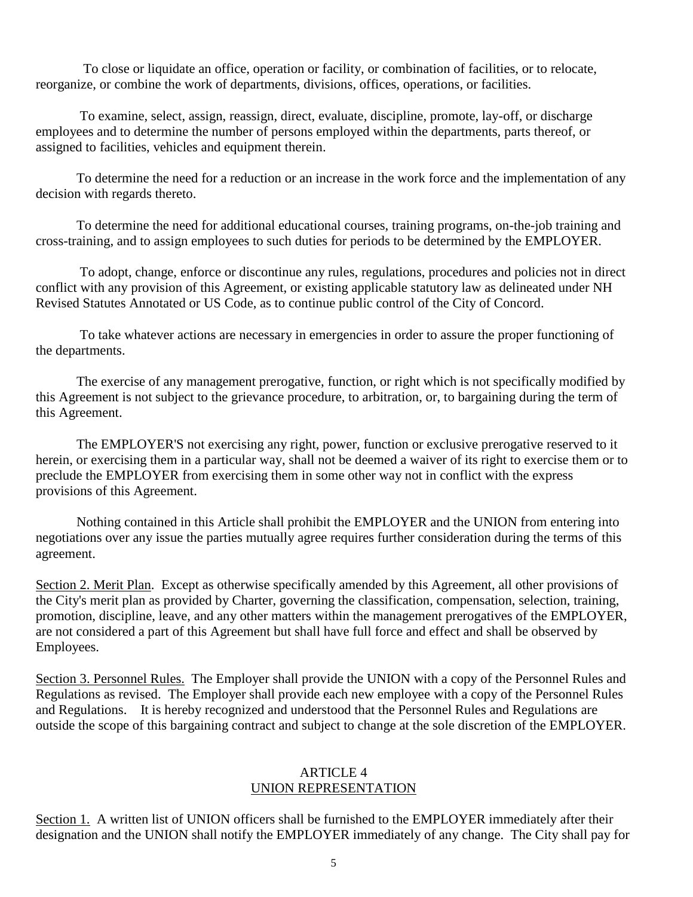To close or liquidate an office, operation or facility, or combination of facilities, or to relocate, reorganize, or combine the work of departments, divisions, offices, operations, or facilities.

To examine, select, assign, reassign, direct, evaluate, discipline, promote, lay-off, or discharge employees and to determine the number of persons employed within the departments, parts thereof, or assigned to facilities, vehicles and equipment therein.

To determine the need for a reduction or an increase in the work force and the implementation of any decision with regards thereto.

To determine the need for additional educational courses, training programs, on-the-job training and cross-training, and to assign employees to such duties for periods to be determined by the EMPLOYER.

To adopt, change, enforce or discontinue any rules, regulations, procedures and policies not in direct conflict with any provision of this Agreement, or existing applicable statutory law as delineated under NH Revised Statutes Annotated or US Code, as to continue public control of the City of Concord.

To take whatever actions are necessary in emergencies in order to assure the proper functioning of the departments.

The exercise of any management prerogative, function, or right which is not specifically modified by this Agreement is not subject to the grievance procedure, to arbitration, or, to bargaining during the term of this Agreement.

The EMPLOYER'S not exercising any right, power, function or exclusive prerogative reserved to it herein, or exercising them in a particular way, shall not be deemed a waiver of its right to exercise them or to preclude the EMPLOYER from exercising them in some other way not in conflict with the express provisions of this Agreement.

Nothing contained in this Article shall prohibit the EMPLOYER and the UNION from entering into negotiations over any issue the parties mutually agree requires further consideration during the terms of this agreement.

Section 2. Merit Plan. Except as otherwise specifically amended by this Agreement, all other provisions of the City's merit plan as provided by Charter, governing the classification, compensation, selection, training, promotion, discipline, leave, and any other matters within the management prerogatives of the EMPLOYER, are not considered a part of this Agreement but shall have full force and effect and shall be observed by Employees.

Section 3. Personnel Rules. The Employer shall provide the UNION with a copy of the Personnel Rules and Regulations as revised. The Employer shall provide each new employee with a copy of the Personnel Rules and Regulations. It is hereby recognized and understood that the Personnel Rules and Regulations are outside the scope of this bargaining contract and subject to change at the sole discretion of the EMPLOYER.

## ARTICLE 4
## UNION REPRESENTATION

Section 1. A written list of UNION officers shall be furnished to the EMPLOYER immediately after their designation and the UNION shall notify the EMPLOYER immediately of any change. The City shall pay for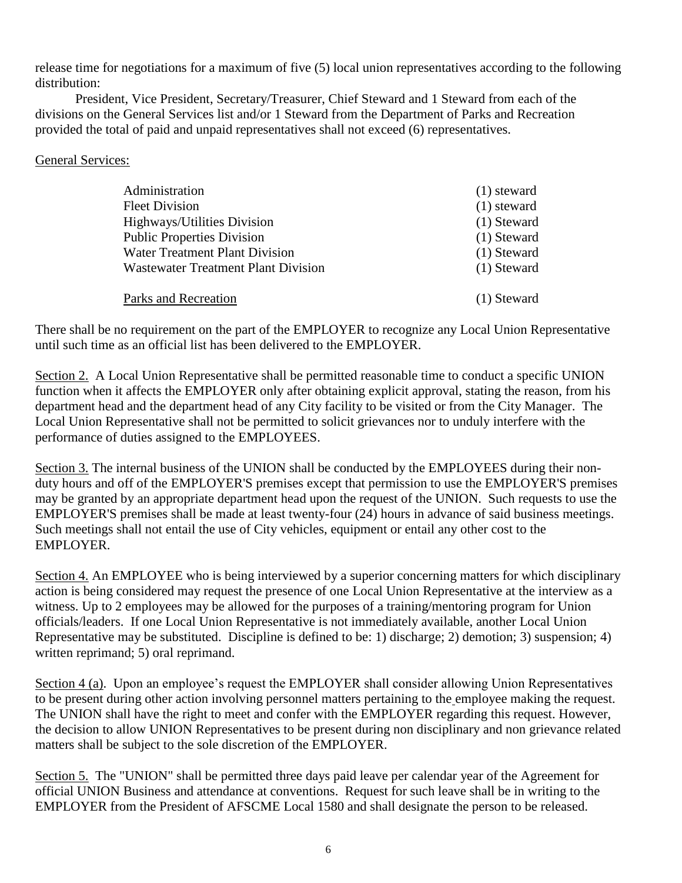release time for negotiations for a maximum of five (5) local union representatives according to the following distribution:

President, Vice President, Secretary/Treasurer, Chief Steward and 1 Steward from each of the divisions on the General Services list and/or 1 Steward from the Department of Parks and Recreation provided the total of paid and unpaid representatives shall not exceed (6) representatives.

General Services:

| | |
|---|---|
| Administration | (1) steward |
| Fleet Division | (1) steward |
| Highways/Utilities Division | (1) Steward |
| Public Properties Division | (1) Steward |
| Water Treatment Plant Division | (1) Steward |
| Wastewater Treatment Plant Division | (1) Steward |
| Parks and Recreation | (1) Steward |

There shall be no requirement on the part of the EMPLOYER to recognize any Local Union Representative until such time as an official list has been delivered to the EMPLOYER.

Section 2. A Local Union Representative shall be permitted reasonable time to conduct a specific UNION function when it affects the EMPLOYER only after obtaining explicit approval, stating the reason, from his department head and the department head of any City facility to be visited or from the City Manager. The Local Union Representative shall not be permitted to solicit grievances nor to unduly interfere with the performance of duties assigned to the EMPLOYEES.

Section 3. The internal business of the UNION shall be conducted by the EMPLOYEES during their non-duty hours and off of the EMPLOYER'S premises except that permission to use the EMPLOYER'S premises may be granted by an appropriate department head upon the request of the UNION. Such requests to use the EMPLOYER'S premises shall be made at least twenty-four (24) hours in advance of said business meetings. Such meetings shall not entail the use of City vehicles, equipment or entail any other cost to the EMPLOYER.

Section 4. An EMPLOYEE who is being interviewed by a superior concerning matters for which disciplinary action is being considered may request the presence of one Local Union Representative at the interview as a witness. Up to 2 employees may be allowed for the purposes of a training/mentoring program for Union officials/leaders. If one Local Union Representative is not immediately available, another Local Union Representative may be substituted. Discipline is defined to be: 1) discharge; 2) demotion; 3) suspension; 4) written reprimand; 5) oral reprimand.

Section 4 (a). Upon an employee's request the EMPLOYER shall consider allowing Union Representatives to be present during other action involving personnel matters pertaining to the employee making the request. The UNION shall have the right to meet and confer with the EMPLOYER regarding this request. However, the decision to allow UNION Representatives to be present during non disciplinary and non grievance related matters shall be subject to the sole discretion of the EMPLOYER.

Section 5. The "UNION" shall be permitted three days paid leave per calendar year of the Agreement for official UNION Business and attendance at conventions. Request for such leave shall be in writing to the EMPLOYER from the President of AFSCME Local 1580 and shall designate the person to be released.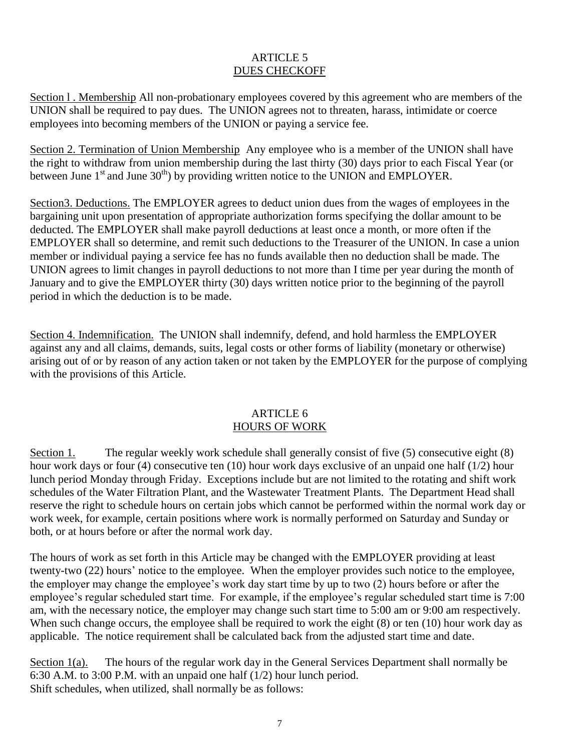## ARTICLE 5
## DUES CHECKOFF

Section l . Membership All non-probationary employees covered by this agreement who are members of the UNION shall be required to pay dues. The UNION agrees not to threaten, harass, intimidate or coerce employees into becoming members of the UNION or paying a service fee.

Section 2. Termination of Union Membership Any employee who is a member of the UNION shall have the right to withdraw from union membership during the last thirty (30) days prior to each Fiscal Year (or between June 1st and June 30th) by providing written notice to the UNION and EMPLOYER.

Section3. Deductions. The EMPLOYER agrees to deduct union dues from the wages of employees in the bargaining unit upon presentation of appropriate authorization forms specifying the dollar amount to be deducted. The EMPLOYER shall make payroll deductions at least once a month, or more often if the EMPLOYER shall so determine, and remit such deductions to the Treasurer of the UNION. In case a union member or individual paying a service fee has no funds available then no deduction shall be made. The UNION agrees to limit changes in payroll deductions to not more than I time per year during the month of January and to give the EMPLOYER thirty (30) days written notice prior to the beginning of the payroll period in which the deduction is to be made.

Section 4. Indemnification. The UNION shall indemnify, defend, and hold harmless the EMPLOYER against any and all claims, demands, suits, legal costs or other forms of liability (monetary or otherwise) arising out of or by reason of any action taken or not taken by the EMPLOYER for the purpose of complying with the provisions of this Article.

## ARTICLE 6
## HOURS OF WORK

Section 1. The regular weekly work schedule shall generally consist of five (5) consecutive eight (8) hour work days or four (4) consecutive ten (10) hour work days exclusive of an unpaid one half (1/2) hour lunch period Monday through Friday. Exceptions include but are not limited to the rotating and shift work schedules of the Water Filtration Plant, and the Wastewater Treatment Plants. The Department Head shall reserve the right to schedule hours on certain jobs which cannot be performed within the normal work day or work week, for example, certain positions where work is normally performed on Saturday and Sunday or both, or at hours before or after the normal work day.

The hours of work as set forth in this Article may be changed with the EMPLOYER providing at least twenty-two (22) hours' notice to the employee. When the employer provides such notice to the employee, the employer may change the employee's work day start time by up to two (2) hours before or after the employee's regular scheduled start time. For example, if the employee's regular scheduled start time is 7:00 am, with the necessary notice, the employer may change such start time to 5:00 am or 9:00 am respectively. When such change occurs, the employee shall be required to work the eight (8) or ten (10) hour work day as applicable. The notice requirement shall be calculated back from the adjusted start time and date.

Section 1(a). The hours of the regular work day in the General Services Department shall normally be 6:30 A.M. to 3:00 P.M. with an unpaid one half (1/2) hour lunch period.
Shift schedules, when utilized, shall normally be as follows: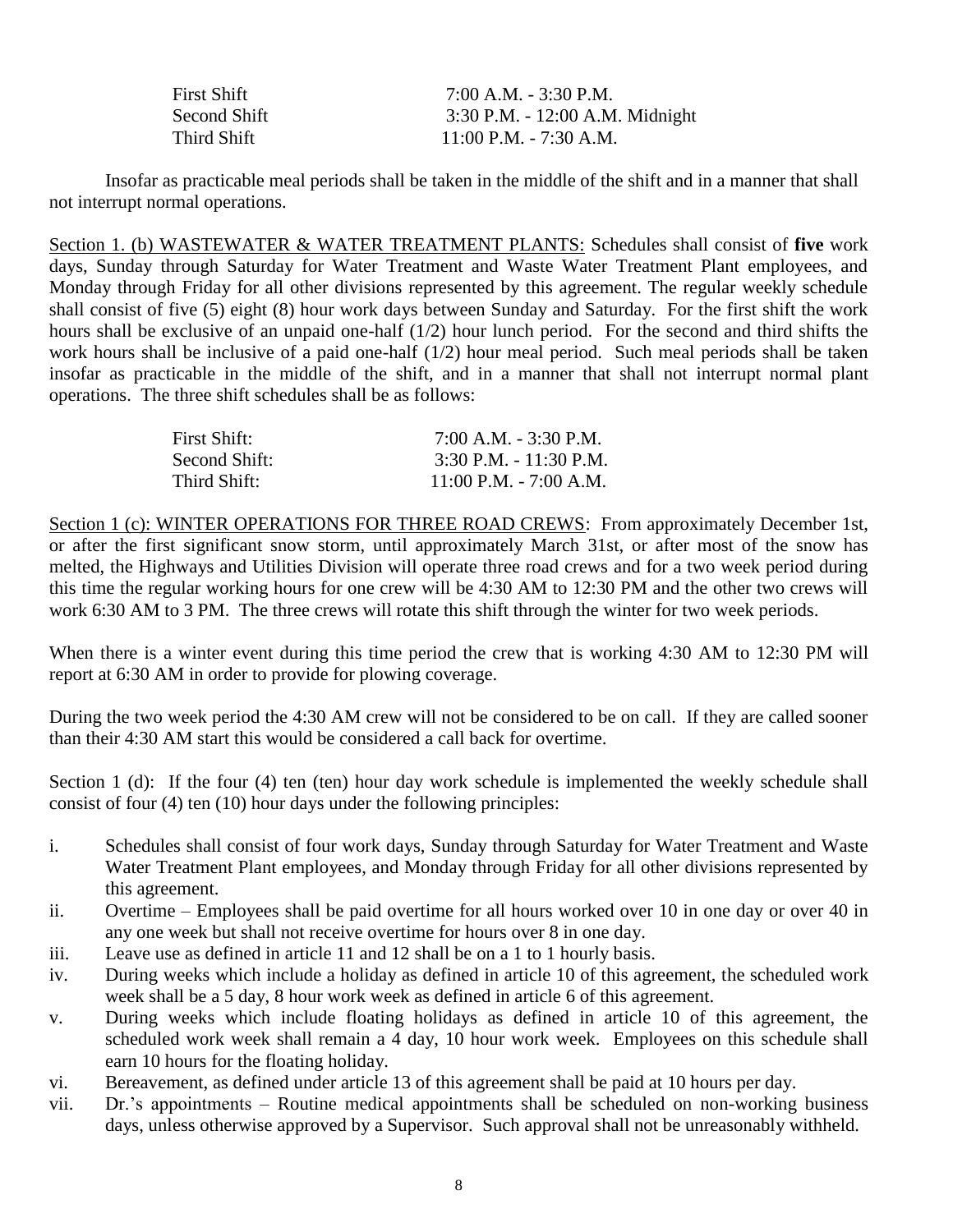| | |
|---|---|
| First Shift | 7:00 A.M. - 3:30 P.M. |
| Second Shift | 3:30 P.M. - 12:00 A.M. Midnight |
| Third Shift | 11:00 P.M. - 7:30 A.M. |

Insofar as practicable meal periods shall be taken in the middle of the shift and in a manner that shall not interrupt normal operations.

Section 1. (b) WASTEWATER & WATER TREATMENT PLANTS: Schedules shall consist of **five** work days, Sunday through Saturday for Water Treatment and Waste Water Treatment Plant employees, and Monday through Friday for all other divisions represented by this agreement. The regular weekly schedule shall consist of five (5) eight (8) hour work days between Sunday and Saturday. For the first shift the work hours shall be exclusive of an unpaid one-half (1/2) hour lunch period. For the second and third shifts the work hours shall be inclusive of a paid one-half (1/2) hour meal period. Such meal periods shall be taken insofar as practicable in the middle of the shift, and in a manner that shall not interrupt normal plant operations. The three shift schedules shall be as follows:

| | |
|---|---|
| First Shift: | 7:00 A.M. - 3:30 P.M. |
| Second Shift: | 3:30 P.M. - 11:30 P.M. |
| Third Shift: | 11:00 P.M. - 7:00 A.M. |

Section 1 (c): WINTER OPERATIONS FOR THREE ROAD CREWS: From approximately December 1st, or after the first significant snow storm, until approximately March 31st, or after most of the snow has melted, the Highways and Utilities Division will operate three road crews and for a two week period during this time the regular working hours for one crew will be 4:30 AM to 12:30 PM and the other two crews will work 6:30 AM to 3 PM. The three crews will rotate this shift through the winter for two week periods.

When there is a winter event during this time period the crew that is working 4:30 AM to 12:30 PM will report at 6:30 AM in order to provide for plowing coverage.

During the two week period the 4:30 AM crew will not be considered to be on call. If they are called sooner than their 4:30 AM start this would be considered a call back for overtime.

Section 1 (d): If the four (4) ten (ten) hour day work schedule is implemented the weekly schedule shall consist of four (4) ten (10) hour days under the following principles:

i. Schedules shall consist of four work days, Sunday through Saturday for Water Treatment and Waste Water Treatment Plant employees, and Monday through Friday for all other divisions represented by this agreement.
ii. Overtime – Employees shall be paid overtime for all hours worked over 10 in one day or over 40 in any one week but shall not receive overtime for hours over 8 in one day.
iii. Leave use as defined in article 11 and 12 shall be on a 1 to 1 hourly basis.
iv. During weeks which include a holiday as defined in article 10 of this agreement, the scheduled work week shall be a 5 day, 8 hour work week as defined in article 6 of this agreement.
v. During weeks which include floating holidays as defined in article 10 of this agreement, the scheduled work week shall remain a 4 day, 10 hour work week. Employees on this schedule shall earn 10 hours for the floating holiday.
vi. Bereavement, as defined under article 13 of this agreement shall be paid at 10 hours per day.
vii. Dr.'s appointments – Routine medical appointments shall be scheduled on non-working business days, unless otherwise approved by a Supervisor. Such approval shall not be unreasonably withheld.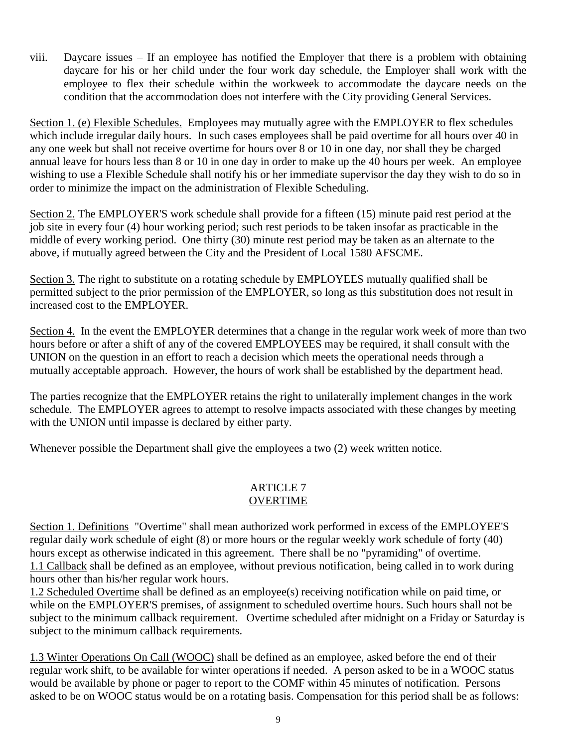viii. Daycare issues – If an employee has notified the Employer that there is a problem with obtaining daycare for his or her child under the four work day schedule, the Employer shall work with the employee to flex their schedule within the workweek to accommodate the daycare needs on the condition that the accommodation does not interfere with the City providing General Services.

Section 1. (e) Flexible Schedules. Employees may mutually agree with the EMPLOYER to flex schedules which include irregular daily hours. In such cases employees shall be paid overtime for all hours over 40 in any one week but shall not receive overtime for hours over 8 or 10 in one day, nor shall they be charged annual leave for hours less than 8 or 10 in one day in order to make up the 40 hours per week. An employee wishing to use a Flexible Schedule shall notify his or her immediate supervisor the day they wish to do so in order to minimize the impact on the administration of Flexible Scheduling.

Section 2. The EMPLOYER'S work schedule shall provide for a fifteen (15) minute paid rest period at the job site in every four (4) hour working period; such rest periods to be taken insofar as practicable in the middle of every working period. One thirty (30) minute rest period may be taken as an alternate to the above, if mutually agreed between the City and the President of Local 1580 AFSCME.

Section 3. The right to substitute on a rotating schedule by EMPLOYEES mutually qualified shall be permitted subject to the prior permission of the EMPLOYER, so long as this substitution does not result in increased cost to the EMPLOYER.

Section 4. In the event the EMPLOYER determines that a change in the regular work week of more than two hours before or after a shift of any of the covered EMPLOYEES may be required, it shall consult with the UNION on the question in an effort to reach a decision which meets the operational needs through a mutually acceptable approach. However, the hours of work shall be established by the department head.

The parties recognize that the EMPLOYER retains the right to unilaterally implement changes in the work schedule. The EMPLOYER agrees to attempt to resolve impacts associated with these changes by meeting with the UNION until impasse is declared by either party.

Whenever possible the Department shall give the employees a two (2) week written notice.

## ARTICLE 7
## OVERTIME

Section 1. Definitions "Overtime" shall mean authorized work performed in excess of the EMPLOYEE'S regular daily work schedule of eight (8) or more hours or the regular weekly work schedule of forty (40) hours except as otherwise indicated in this agreement. There shall be no "pyramiding" of overtime.
1.1 Callback shall be defined as an employee, without previous notification, being called in to work during hours other than his/her regular work hours.
1.2 Scheduled Overtime shall be defined as an employee(s) receiving notification while on paid time, or while on the EMPLOYER'S premises, of assignment to scheduled overtime hours. Such hours shall not be subject to the minimum callback requirement. Overtime scheduled after midnight on a Friday or Saturday is subject to the minimum callback requirements.

1.3 Winter Operations On Call (WOOC) shall be defined as an employee, asked before the end of their regular work shift, to be available for winter operations if needed. A person asked to be in a WOOC status would be available by phone or pager to report to the COMF within 45 minutes of notification. Persons asked to be on WOOC status would be on a rotating basis. Compensation for this period shall be as follows: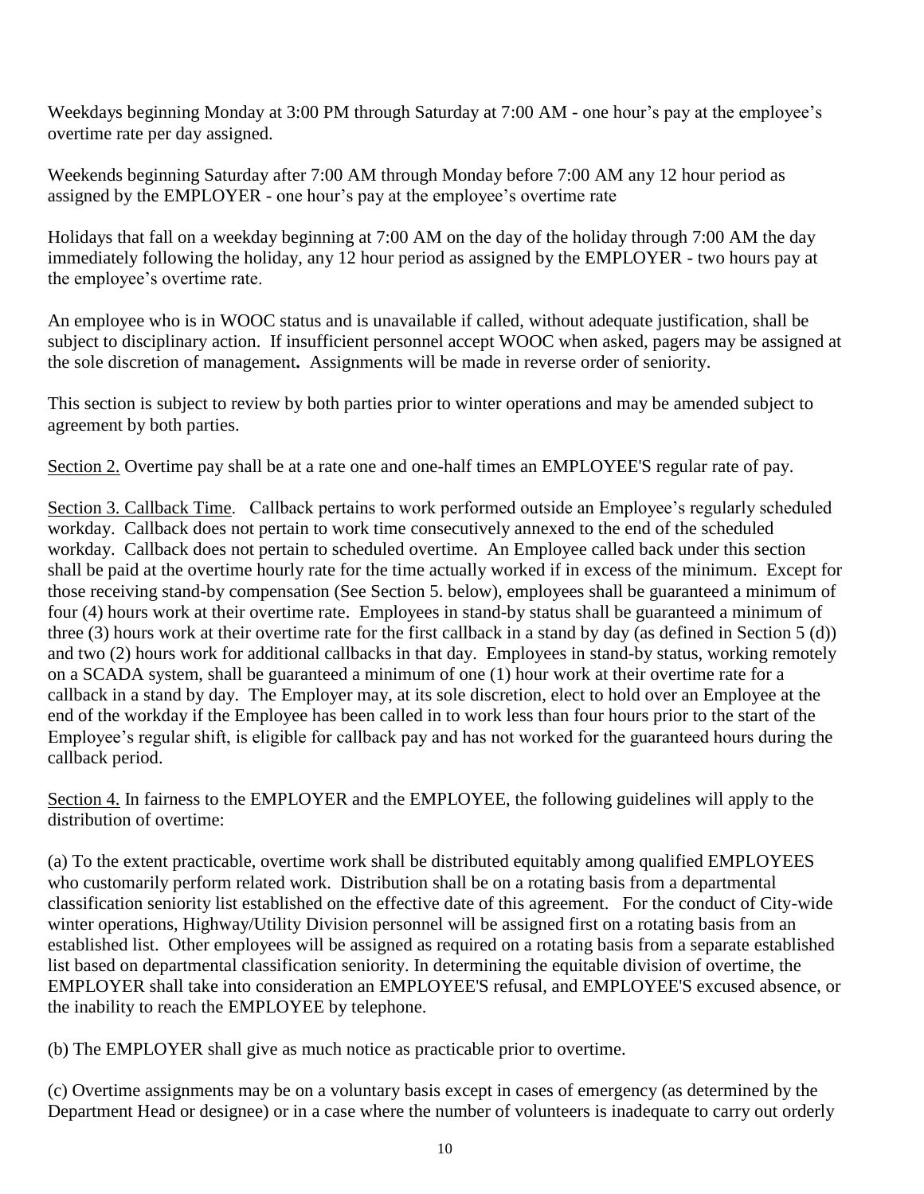Weekdays beginning Monday at 3:00 PM through Saturday at 7:00 AM - one hour's pay at the employee's overtime rate per day assigned.

Weekends beginning Saturday after 7:00 AM through Monday before 7:00 AM any 12 hour period as assigned by the EMPLOYER - one hour's pay at the employee's overtime rate

Holidays that fall on a weekday beginning at 7:00 AM on the day of the holiday through 7:00 AM the day immediately following the holiday, any 12 hour period as assigned by the EMPLOYER - two hours pay at the employee's overtime rate.

An employee who is in WOOC status and is unavailable if called, without adequate justification, shall be subject to disciplinary action. If insufficient personnel accept WOOC when asked, pagers may be assigned at the sole discretion of management**.** Assignments will be made in reverse order of seniority.

This section is subject to review by both parties prior to winter operations and may be amended subject to agreement by both parties.

Section 2. Overtime pay shall be at a rate one and one-half times an EMPLOYEE'S regular rate of pay.

Section 3. Callback Time. Callback pertains to work performed outside an Employee's regularly scheduled workday. Callback does not pertain to work time consecutively annexed to the end of the scheduled workday. Callback does not pertain to scheduled overtime. An Employee called back under this section shall be paid at the overtime hourly rate for the time actually worked if in excess of the minimum. Except for those receiving stand-by compensation (See Section 5. below), employees shall be guaranteed a minimum of four (4) hours work at their overtime rate. Employees in stand-by status shall be guaranteed a minimum of three (3) hours work at their overtime rate for the first callback in a stand by day (as defined in Section 5 (d)) and two (2) hours work for additional callbacks in that day. Employees in stand-by status, working remotely on a SCADA system, shall be guaranteed a minimum of one (1) hour work at their overtime rate for a callback in a stand by day. The Employer may, at its sole discretion, elect to hold over an Employee at the end of the workday if the Employee has been called in to work less than four hours prior to the start of the Employee's regular shift, is eligible for callback pay and has not worked for the guaranteed hours during the callback period.

Section 4. In fairness to the EMPLOYER and the EMPLOYEE, the following guidelines will apply to the distribution of overtime:

(a) To the extent practicable, overtime work shall be distributed equitably among qualified EMPLOYEES who customarily perform related work. Distribution shall be on a rotating basis from a departmental classification seniority list established on the effective date of this agreement. For the conduct of City-wide winter operations, Highway/Utility Division personnel will be assigned first on a rotating basis from an established list. Other employees will be assigned as required on a rotating basis from a separate established list based on departmental classification seniority. In determining the equitable division of overtime, the EMPLOYER shall take into consideration an EMPLOYEE'S refusal, and EMPLOYEE'S excused absence, or the inability to reach the EMPLOYEE by telephone.

(b) The EMPLOYER shall give as much notice as practicable prior to overtime.

(c) Overtime assignments may be on a voluntary basis except in cases of emergency (as determined by the Department Head or designee) or in a case where the number of volunteers is inadequate to carry out orderly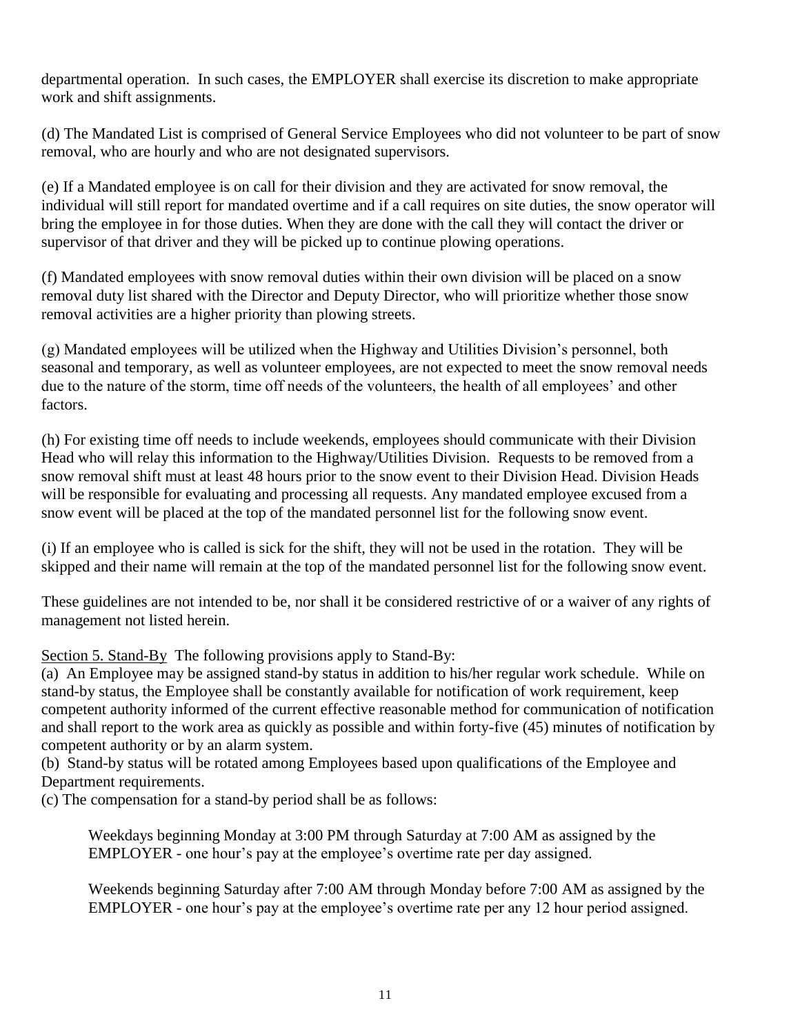departmental operation. In such cases, the EMPLOYER shall exercise its discretion to make appropriate work and shift assignments.

(d) The Mandated List is comprised of General Service Employees who did not volunteer to be part of snow removal, who are hourly and who are not designated supervisors.

(e) If a Mandated employee is on call for their division and they are activated for snow removal, the individual will still report for mandated overtime and if a call requires on site duties, the snow operator will bring the employee in for those duties. When they are done with the call they will contact the driver or supervisor of that driver and they will be picked up to continue plowing operations.

(f) Mandated employees with snow removal duties within their own division will be placed on a snow removal duty list shared with the Director and Deputy Director, who will prioritize whether those snow removal activities are a higher priority than plowing streets.

(g) Mandated employees will be utilized when the Highway and Utilities Division's personnel, both seasonal and temporary, as well as volunteer employees, are not expected to meet the snow removal needs due to the nature of the storm, time off needs of the volunteers, the health of all employees' and other factors.

(h) For existing time off needs to include weekends, employees should communicate with their Division Head who will relay this information to the Highway/Utilities Division. Requests to be removed from a snow removal shift must at least 48 hours prior to the snow event to their Division Head. Division Heads will be responsible for evaluating and processing all requests. Any mandated employee excused from a snow event will be placed at the top of the mandated personnel list for the following snow event.

(i) If an employee who is called is sick for the shift, they will not be used in the rotation. They will be skipped and their name will remain at the top of the mandated personnel list for the following snow event.

These guidelines are not intended to be, nor shall it be considered restrictive of or a waiver of any rights of management not listed herein.

Section 5. Stand-By The following provisions apply to Stand-By:

(a) An Employee may be assigned stand-by status in addition to his/her regular work schedule. While on stand-by status, the Employee shall be constantly available for notification of work requirement, keep competent authority informed of the current effective reasonable method for communication of notification and shall report to the work area as quickly as possible and within forty-five (45) minutes of notification by competent authority or by an alarm system.

(b) Stand-by status will be rotated among Employees based upon qualifications of the Employee and Department requirements.

(c) The compensation for a stand-by period shall be as follows:

Weekdays beginning Monday at 3:00 PM through Saturday at 7:00 AM as assigned by the EMPLOYER - one hour's pay at the employee's overtime rate per day assigned.

Weekends beginning Saturday after 7:00 AM through Monday before 7:00 AM as assigned by the EMPLOYER - one hour's pay at the employee's overtime rate per any 12 hour period assigned.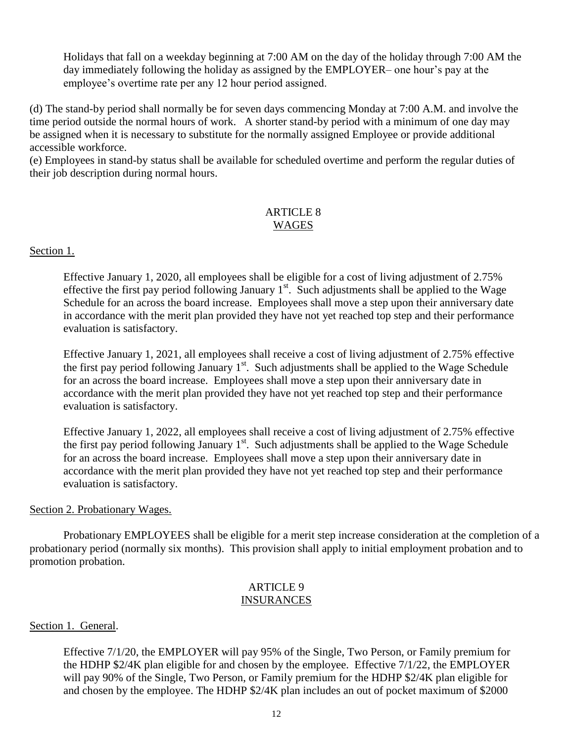Holidays that fall on a weekday beginning at 7:00 AM on the day of the holiday through 7:00 AM the day immediately following the holiday as assigned by the EMPLOYER– one hour's pay at the employee's overtime rate per any 12 hour period assigned.

(d) The stand-by period shall normally be for seven days commencing Monday at 7:00 A.M. and involve the time period outside the normal hours of work. A shorter stand-by period with a minimum of one day may be assigned when it is necessary to substitute for the normally assigned Employee or provide additional accessible workforce.

(e) Employees in stand-by status shall be available for scheduled overtime and perform the regular duties of their job description during normal hours.

## ARTICLE 8
## WAGES

Section 1.

Effective January 1, 2020, all employees shall be eligible for a cost of living adjustment of 2.75% effective the first pay period following January 1st. Such adjustments shall be applied to the Wage Schedule for an across the board increase. Employees shall move a step upon their anniversary date in accordance with the merit plan provided they have not yet reached top step and their performance evaluation is satisfactory.

Effective January 1, 2021, all employees shall receive a cost of living adjustment of 2.75% effective the first pay period following January 1st. Such adjustments shall be applied to the Wage Schedule for an across the board increase. Employees shall move a step upon their anniversary date in accordance with the merit plan provided they have not yet reached top step and their performance evaluation is satisfactory.

Effective January 1, 2022, all employees shall receive a cost of living adjustment of 2.75% effective the first pay period following January 1st. Such adjustments shall be applied to the Wage Schedule for an across the board increase. Employees shall move a step upon their anniversary date in accordance with the merit plan provided they have not yet reached top step and their performance evaluation is satisfactory.

Section 2. Probationary Wages.

Probationary EMPLOYEES shall be eligible for a merit step increase consideration at the completion of a probationary period (normally six months). This provision shall apply to initial employment probation and to promotion probation.

## ARTICLE 9
## INSURANCES

Section 1. General.

Effective 7/1/20, the EMPLOYER will pay 95% of the Single, Two Person, or Family premium for the HDHP $2/4K plan eligible for and chosen by the employee. Effective 7/1/22, the EMPLOYER will pay 90% of the Single, Two Person, or Family premium for the HDHP $2/4K plan eligible for and chosen by the employee. The HDHP $2/4K plan includes an out of pocket maximum of $2000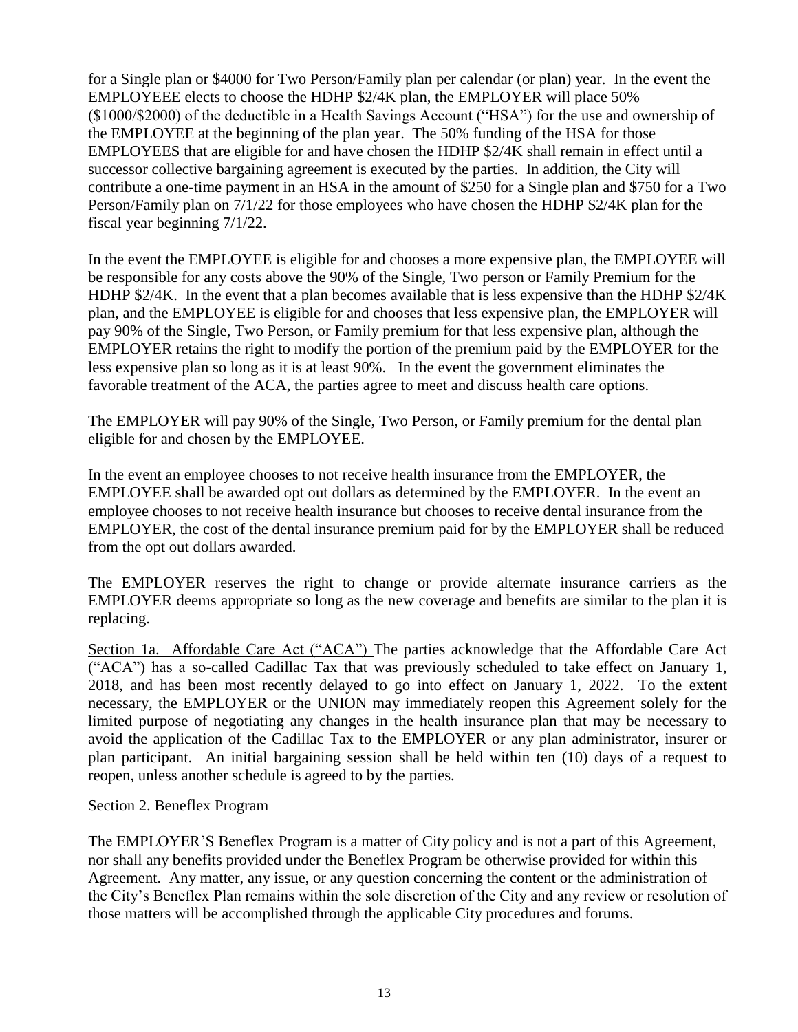for a Single plan or $4000 for Two Person/Family plan per calendar (or plan) year. In the event the EMPLOYEEE elects to choose the HDHP $2/4K plan, the EMPLOYER will place 50% ($1000/$2000) of the deductible in a Health Savings Account ("HSA") for the use and ownership of the EMPLOYEE at the beginning of the plan year. The 50% funding of the HSA for those EMPLOYEES that are eligible for and have chosen the HDHP $2/4K shall remain in effect until a successor collective bargaining agreement is executed by the parties. In addition, the City will contribute a one-time payment in an HSA in the amount of $250 for a Single plan and $750 for a Two Person/Family plan on 7/1/22 for those employees who have chosen the HDHP $2/4K plan for the fiscal year beginning 7/1/22.

In the event the EMPLOYEE is eligible for and chooses a more expensive plan, the EMPLOYEE will be responsible for any costs above the 90% of the Single, Two person or Family Premium for the HDHP $2/4K. In the event that a plan becomes available that is less expensive than the HDHP $2/4K plan, and the EMPLOYEE is eligible for and chooses that less expensive plan, the EMPLOYER will pay 90% of the Single, Two Person, or Family premium for that less expensive plan, although the EMPLOYER retains the right to modify the portion of the premium paid by the EMPLOYER for the less expensive plan so long as it is at least 90%. In the event the government eliminates the favorable treatment of the ACA, the parties agree to meet and discuss health care options.

The EMPLOYER will pay 90% of the Single, Two Person, or Family premium for the dental plan eligible for and chosen by the EMPLOYEE.

In the event an employee chooses to not receive health insurance from the EMPLOYER, the EMPLOYEE shall be awarded opt out dollars as determined by the EMPLOYER. In the event an employee chooses to not receive health insurance but chooses to receive dental insurance from the EMPLOYER, the cost of the dental insurance premium paid for by the EMPLOYER shall be reduced from the opt out dollars awarded.

The EMPLOYER reserves the right to change or provide alternate insurance carriers as the EMPLOYER deems appropriate so long as the new coverage and benefits are similar to the plan it is replacing.

Section 1a. Affordable Care Act ("ACA") The parties acknowledge that the Affordable Care Act ("ACA") has a so-called Cadillac Tax that was previously scheduled to take effect on January 1, 2018, and has been most recently delayed to go into effect on January 1, 2022. To the extent necessary, the EMPLOYER or the UNION may immediately reopen this Agreement solely for the limited purpose of negotiating any changes in the health insurance plan that may be necessary to avoid the application of the Cadillac Tax to the EMPLOYER or any plan administrator, insurer or plan participant. An initial bargaining session shall be held within ten (10) days of a request to reopen, unless another schedule is agreed to by the parties.

Section 2. Beneflex Program

The EMPLOYER'S Beneflex Program is a matter of City policy and is not a part of this Agreement, nor shall any benefits provided under the Beneflex Program be otherwise provided for within this Agreement. Any matter, any issue, or any question concerning the content or the administration of the City's Beneflex Plan remains within the sole discretion of the City and any review or resolution of those matters will be accomplished through the applicable City procedures and forums.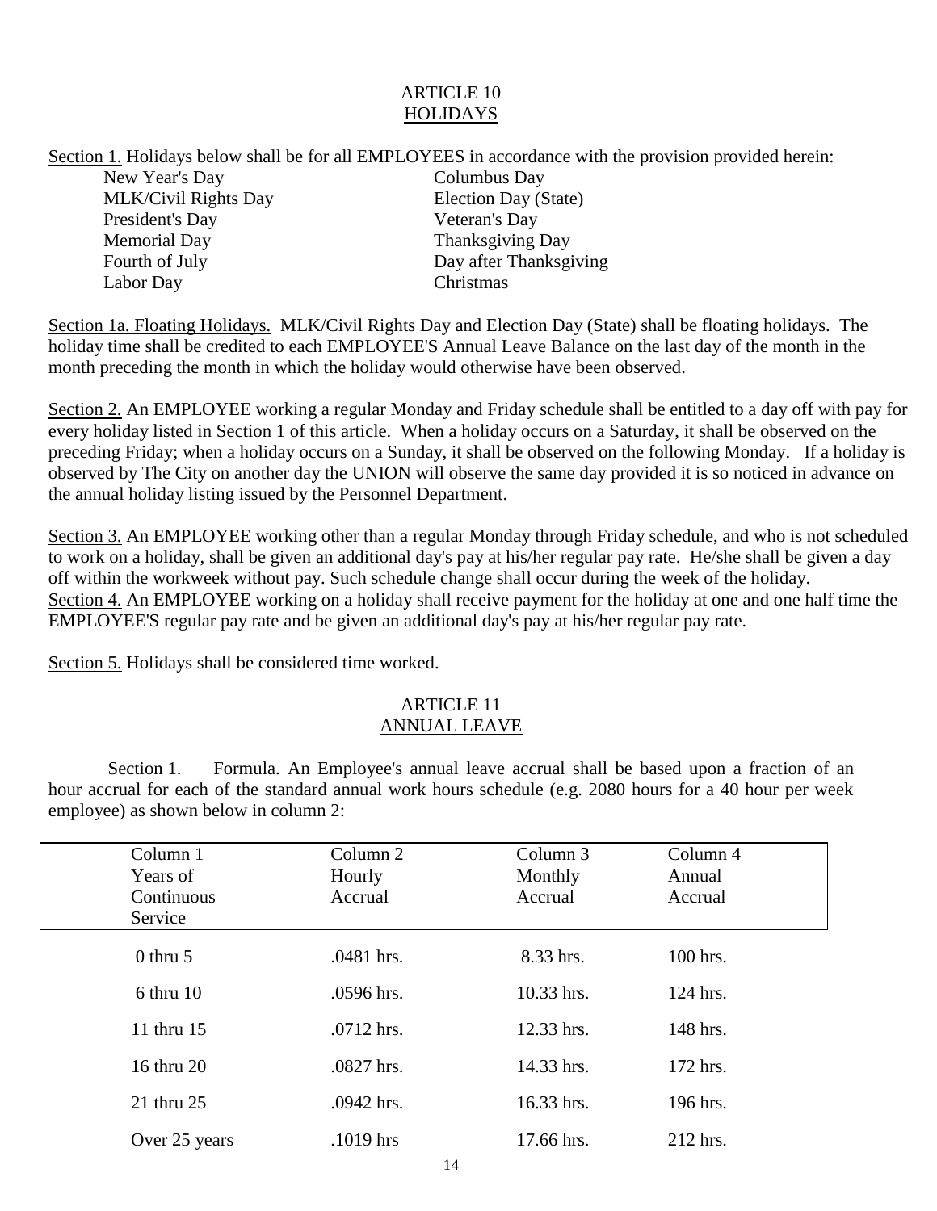# ARTICLE 10
## HOLIDAYS

Section 1. Holidays below shall be for all EMPLOYEES in accordance with the provision provided herein:

| | |
|---|---|
| New Year's Day | Columbus Day |
| MLK/Civil Rights Day | Election Day (State) |
| President's Day | Veteran's Day |
| Memorial Day | Thanksgiving Day |
| Fourth of July | Day after Thanksgiving |
| Labor Day | Christmas |

Section 1a. Floating Holidays. MLK/Civil Rights Day and Election Day (State) shall be floating holidays. The holiday time shall be credited to each EMPLOYEE'S Annual Leave Balance on the last day of the month in the month preceding the month in which the holiday would otherwise have been observed.

Section 2. An EMPLOYEE working a regular Monday and Friday schedule shall be entitled to a day off with pay for every holiday listed in Section 1 of this article. When a holiday occurs on a Saturday, it shall be observed on the preceding Friday; when a holiday occurs on a Sunday, it shall be observed on the following Monday. If a holiday is observed by The City on another day the UNION will observe the same day provided it is so noticed in advance on the annual holiday listing issued by the Personnel Department.

Section 3. An EMPLOYEE working other than a regular Monday through Friday schedule, and who is not scheduled to work on a holiday, shall be given an additional day's pay at his/her regular pay rate. He/she shall be given a day off within the workweek without pay. Such schedule change shall occur during the week of the holiday.

Section 4. An EMPLOYEE working on a holiday shall receive payment for the holiday at one and one half time the EMPLOYEE'S regular pay rate and be given an additional day's pay at his/her regular pay rate.

Section 5. Holidays shall be considered time worked.

# ARTICLE 11
## ANNUAL LEAVE

Section 1. Formula. An Employee's annual leave accrual shall be based upon a fraction of an hour accrual for each of the standard annual work hours schedule (e.g. 2080 hours for a 40 hour per week employee) as shown below in column 2:

| Column 1<br>Years of Continuous Service | Column 2<br>Hourly Accrual | Column 3<br>Monthly Accrual | Column 4<br>Annual Accrual |
|---|---|---|---|
| 0 thru 5 | .0481 hrs. | 8.33 hrs. | 100 hrs. |
| 6 thru 10 | .0596 hrs. | 10.33 hrs. | 124 hrs. |
| 11 thru 15 | .0712 hrs. | 12.33 hrs. | 148 hrs. |
| 16 thru 20 | .0827 hrs. | 14.33 hrs. | 172 hrs. |
| 21 thru 25 | .0942 hrs. | 16.33 hrs. | 196 hrs. |
| Over 25 years | .1019 hrs | 17.66 hrs. | 212 hrs. |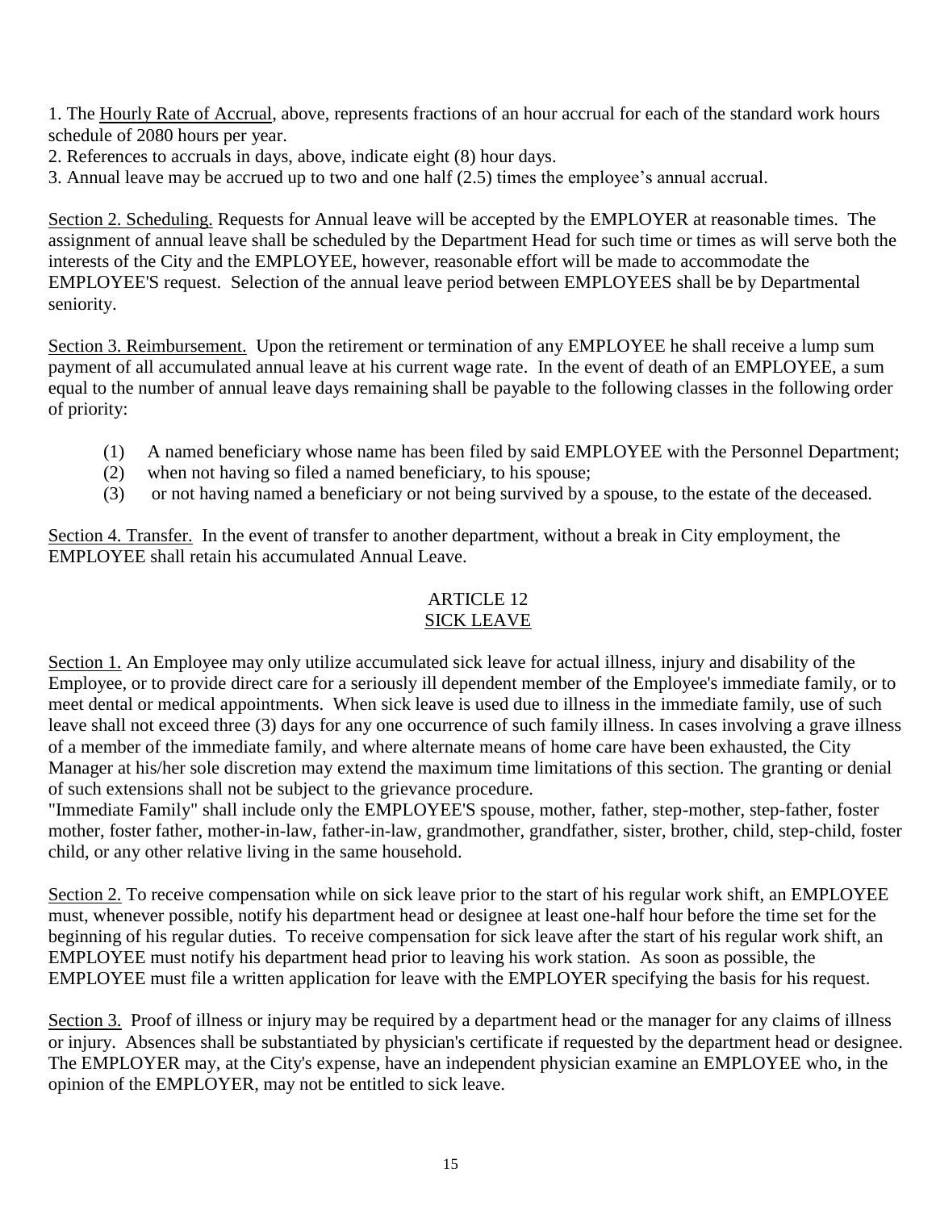1. The Hourly Rate of Accrual, above, represents fractions of an hour accrual for each of the standard work hours schedule of 2080 hours per year.
2. References to accruals in days, above, indicate eight (8) hour days.
3. Annual leave may be accrued up to two and one half (2.5) times the employee's annual accrual.

Section 2. Scheduling. Requests for Annual leave will be accepted by the EMPLOYER at reasonable times. The assignment of annual leave shall be scheduled by the Department Head for such time or times as will serve both the interests of the City and the EMPLOYEE, however, reasonable effort will be made to accommodate the EMPLOYEE'S request. Selection of the annual leave period between EMPLOYEES shall be by Departmental seniority.

Section 3. Reimbursement. Upon the retirement or termination of any EMPLOYEE he shall receive a lump sum payment of all accumulated annual leave at his current wage rate. In the event of death of an EMPLOYEE, a sum equal to the number of annual leave days remaining shall be payable to the following classes in the following order of priority:

(1) A named beneficiary whose name has been filed by said EMPLOYEE with the Personnel Department;
(2) when not having so filed a named beneficiary, to his spouse;
(3) or not having named a beneficiary or not being survived by a spouse, to the estate of the deceased.

Section 4. Transfer. In the event of transfer to another department, without a break in City employment, the EMPLOYEE shall retain his accumulated Annual Leave.

## ARTICLE 12
## SICK LEAVE

Section 1. An Employee may only utilize accumulated sick leave for actual illness, injury and disability of the Employee, or to provide direct care for a seriously ill dependent member of the Employee's immediate family, or to meet dental or medical appointments. When sick leave is used due to illness in the immediate family, use of such leave shall not exceed three (3) days for any one occurrence of such family illness. In cases involving a grave illness of a member of the immediate family, and where alternate means of home care have been exhausted, the City Manager at his/her sole discretion may extend the maximum time limitations of this section. The granting or denial of such extensions shall not be subject to the grievance procedure.
"Immediate Family" shall include only the EMPLOYEE'S spouse, mother, father, step-mother, step-father, foster mother, foster father, mother-in-law, father-in-law, grandmother, grandfather, sister, brother, child, step-child, foster child, or any other relative living in the same household.

Section 2. To receive compensation while on sick leave prior to the start of his regular work shift, an EMPLOYEE must, whenever possible, notify his department head or designee at least one-half hour before the time set for the beginning of his regular duties. To receive compensation for sick leave after the start of his regular work shift, an EMPLOYEE must notify his department head prior to leaving his work station. As soon as possible, the EMPLOYEE must file a written application for leave with the EMPLOYER specifying the basis for his request.

Section 3. Proof of illness or injury may be required by a department head or the manager for any claims of illness or injury. Absences shall be substantiated by physician's certificate if requested by the department head or designee. The EMPLOYER may, at the City's expense, have an independent physician examine an EMPLOYEE who, in the opinion of the EMPLOYER, may not be entitled to sick leave.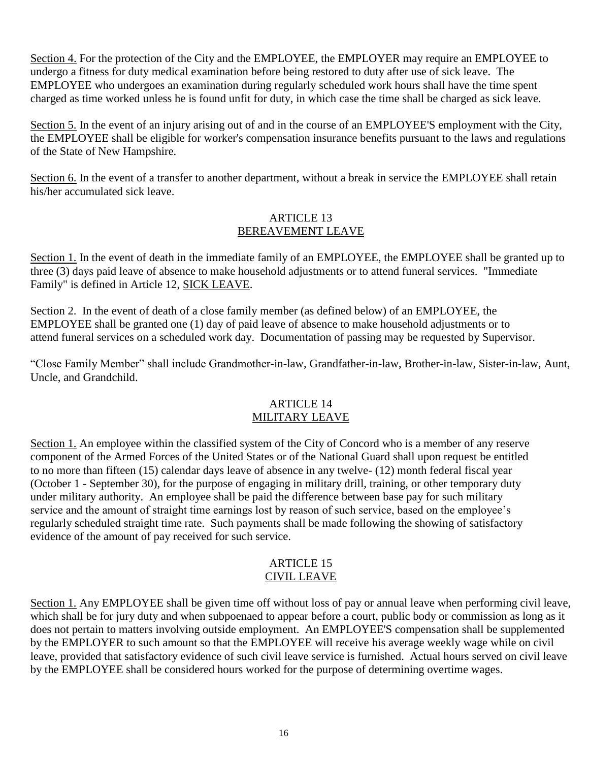Section 4. For the protection of the City and the EMPLOYEE, the EMPLOYER may require an EMPLOYEE to undergo a fitness for duty medical examination before being restored to duty after use of sick leave. The EMPLOYEE who undergoes an examination during regularly scheduled work hours shall have the time spent charged as time worked unless he is found unfit for duty, in which case the time shall be charged as sick leave.

Section 5. In the event of an injury arising out of and in the course of an EMPLOYEE'S employment with the City, the EMPLOYEE shall be eligible for worker's compensation insurance benefits pursuant to the laws and regulations of the State of New Hampshire.

Section 6. In the event of a transfer to another department, without a break in service the EMPLOYEE shall retain his/her accumulated sick leave.

## ARTICLE 13
## BEREAVEMENT LEAVE

Section 1. In the event of death in the immediate family of an EMPLOYEE, the EMPLOYEE shall be granted up to three (3) days paid leave of absence to make household adjustments or to attend funeral services. "Immediate Family" is defined in Article 12, SICK LEAVE.

Section 2. In the event of death of a close family member (as defined below) of an EMPLOYEE, the EMPLOYEE shall be granted one (1) day of paid leave of absence to make household adjustments or to attend funeral services on a scheduled work day. Documentation of passing may be requested by Supervisor.

"Close Family Member" shall include Grandmother-in-law, Grandfather-in-law, Brother-in-law, Sister-in-law, Aunt, Uncle, and Grandchild.

## ARTICLE 14
## MILITARY LEAVE

Section 1. An employee within the classified system of the City of Concord who is a member of any reserve component of the Armed Forces of the United States or of the National Guard shall upon request be entitled to no more than fifteen (15) calendar days leave of absence in any twelve- (12) month federal fiscal year (October 1 - September 30), for the purpose of engaging in military drill, training, or other temporary duty under military authority. An employee shall be paid the difference between base pay for such military service and the amount of straight time earnings lost by reason of such service, based on the employee's regularly scheduled straight time rate. Such payments shall be made following the showing of satisfactory evidence of the amount of pay received for such service.

## ARTICLE 15
## CIVIL LEAVE

Section 1. Any EMPLOYEE shall be given time off without loss of pay or annual leave when performing civil leave, which shall be for jury duty and when subpoenaed to appear before a court, public body or commission as long as it does not pertain to matters involving outside employment. An EMPLOYEE'S compensation shall be supplemented by the EMPLOYER to such amount so that the EMPLOYEE will receive his average weekly wage while on civil leave, provided that satisfactory evidence of such civil leave service is furnished. Actual hours served on civil leave by the EMPLOYEE shall be considered hours worked for the purpose of determining overtime wages.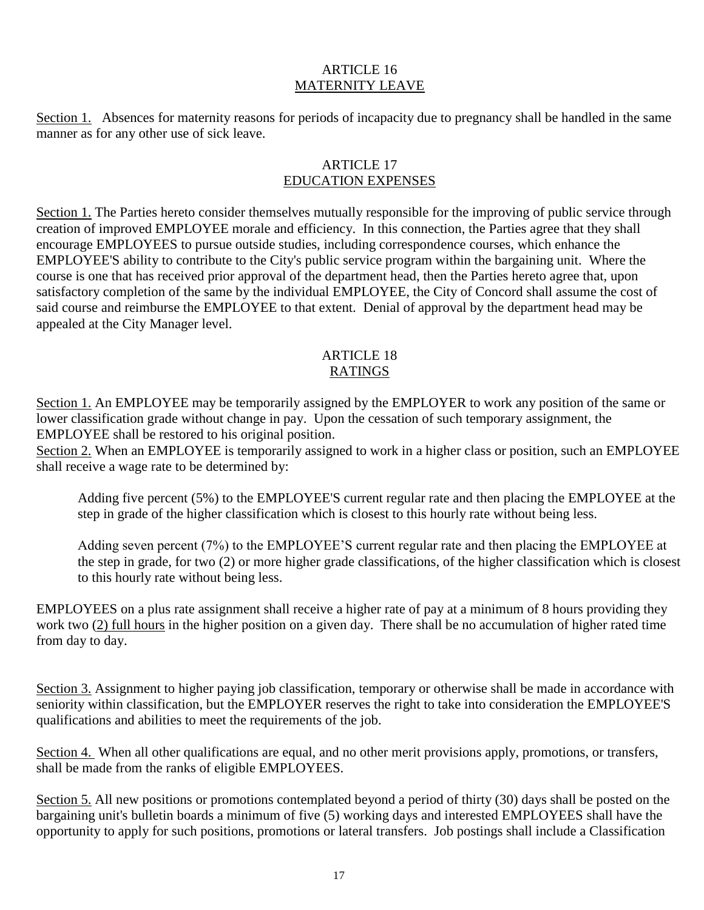## ARTICLE 16
## MATERNITY LEAVE

Section 1. Absences for maternity reasons for periods of incapacity due to pregnancy shall be handled in the same manner as for any other use of sick leave.

## ARTICLE 17
## EDUCATION EXPENSES

Section 1. The Parties hereto consider themselves mutually responsible for the improving of public service through creation of improved EMPLOYEE morale and efficiency. In this connection, the Parties agree that they shall encourage EMPLOYEES to pursue outside studies, including correspondence courses, which enhance the EMPLOYEE'S ability to contribute to the City's public service program within the bargaining unit. Where the course is one that has received prior approval of the department head, then the Parties hereto agree that, upon satisfactory completion of the same by the individual EMPLOYEE, the City of Concord shall assume the cost of said course and reimburse the EMPLOYEE to that extent. Denial of approval by the department head may be appealed at the City Manager level.

## ARTICLE 18
## RATINGS

Section 1. An EMPLOYEE may be temporarily assigned by the EMPLOYER to work any position of the same or lower classification grade without change in pay. Upon the cessation of such temporary assignment, the EMPLOYEE shall be restored to his original position.

Section 2. When an EMPLOYEE is temporarily assigned to work in a higher class or position, such an EMPLOYEE shall receive a wage rate to be determined by:

> Adding five percent (5%) to the EMPLOYEE'S current regular rate and then placing the EMPLOYEE at the step in grade of the higher classification which is closest to this hourly rate without being less.
>
> Adding seven percent (7%) to the EMPLOYEE'S current regular rate and then placing the EMPLOYEE at the step in grade, for two (2) or more higher grade classifications, of the higher classification which is closest to this hourly rate without being less.

EMPLOYEES on a plus rate assignment shall receive a higher rate of pay at a minimum of 8 hours providing they work two (2) full hours in the higher position on a given day. There shall be no accumulation of higher rated time from day to day.

Section 3. Assignment to higher paying job classification, temporary or otherwise shall be made in accordance with seniority within classification, but the EMPLOYER reserves the right to take into consideration the EMPLOYEE'S qualifications and abilities to meet the requirements of the job.

Section 4. When all other qualifications are equal, and no other merit provisions apply, promotions, or transfers, shall be made from the ranks of eligible EMPLOYEES.

Section 5. All new positions or promotions contemplated beyond a period of thirty (30) days shall be posted on the bargaining unit's bulletin boards a minimum of five (5) working days and interested EMPLOYEES shall have the opportunity to apply for such positions, promotions or lateral transfers. Job postings shall include a Classification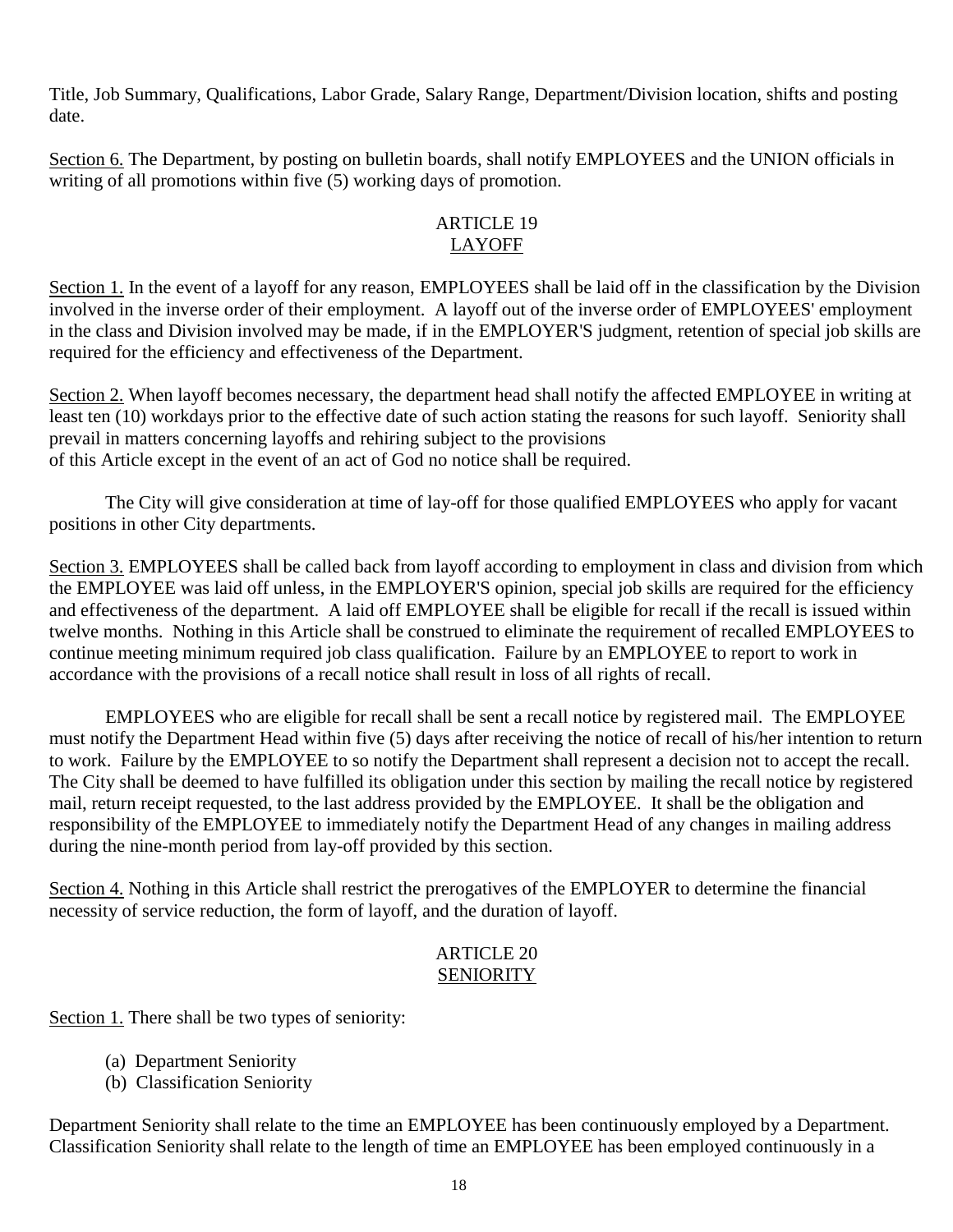Title, Job Summary, Qualifications, Labor Grade, Salary Range, Department/Division location, shifts and posting date.

Section 6. The Department, by posting on bulletin boards, shall notify EMPLOYEES and the UNION officials in writing of all promotions within five (5) working days of promotion.

## ARTICLE 19
## LAYOFF

Section 1. In the event of a layoff for any reason, EMPLOYEES shall be laid off in the classification by the Division involved in the inverse order of their employment. A layoff out of the inverse order of EMPLOYEES' employment in the class and Division involved may be made, if in the EMPLOYER'S judgment, retention of special job skills are required for the efficiency and effectiveness of the Department.

Section 2. When layoff becomes necessary, the department head shall notify the affected EMPLOYEE in writing at least ten (10) workdays prior to the effective date of such action stating the reasons for such layoff. Seniority shall prevail in matters concerning layoffs and rehiring subject to the provisions of this Article except in the event of an act of God no notice shall be required.

The City will give consideration at time of lay-off for those qualified EMPLOYEES who apply for vacant positions in other City departments.

Section 3. EMPLOYEES shall be called back from layoff according to employment in class and division from which the EMPLOYEE was laid off unless, in the EMPLOYER'S opinion, special job skills are required for the efficiency and effectiveness of the department. A laid off EMPLOYEE shall be eligible for recall if the recall is issued within twelve months. Nothing in this Article shall be construed to eliminate the requirement of recalled EMPLOYEES to continue meeting minimum required job class qualification. Failure by an EMPLOYEE to report to work in accordance with the provisions of a recall notice shall result in loss of all rights of recall.

EMPLOYEES who are eligible for recall shall be sent a recall notice by registered mail. The EMPLOYEE must notify the Department Head within five (5) days after receiving the notice of recall of his/her intention to return to work. Failure by the EMPLOYEE to so notify the Department shall represent a decision not to accept the recall. The City shall be deemed to have fulfilled its obligation under this section by mailing the recall notice by registered mail, return receipt requested, to the last address provided by the EMPLOYEE. It shall be the obligation and responsibility of the EMPLOYEE to immediately notify the Department Head of any changes in mailing address during the nine-month period from lay-off provided by this section.

Section 4. Nothing in this Article shall restrict the prerogatives of the EMPLOYER to determine the financial necessity of service reduction, the form of layoff, and the duration of layoff.

## ARTICLE 20
## SENIORITY

Section 1. There shall be two types of seniority:

(a) Department Seniority
(b) Classification Seniority

Department Seniority shall relate to the time an EMPLOYEE has been continuously employed by a Department. Classification Seniority shall relate to the length of time an EMPLOYEE has been employed continuously in a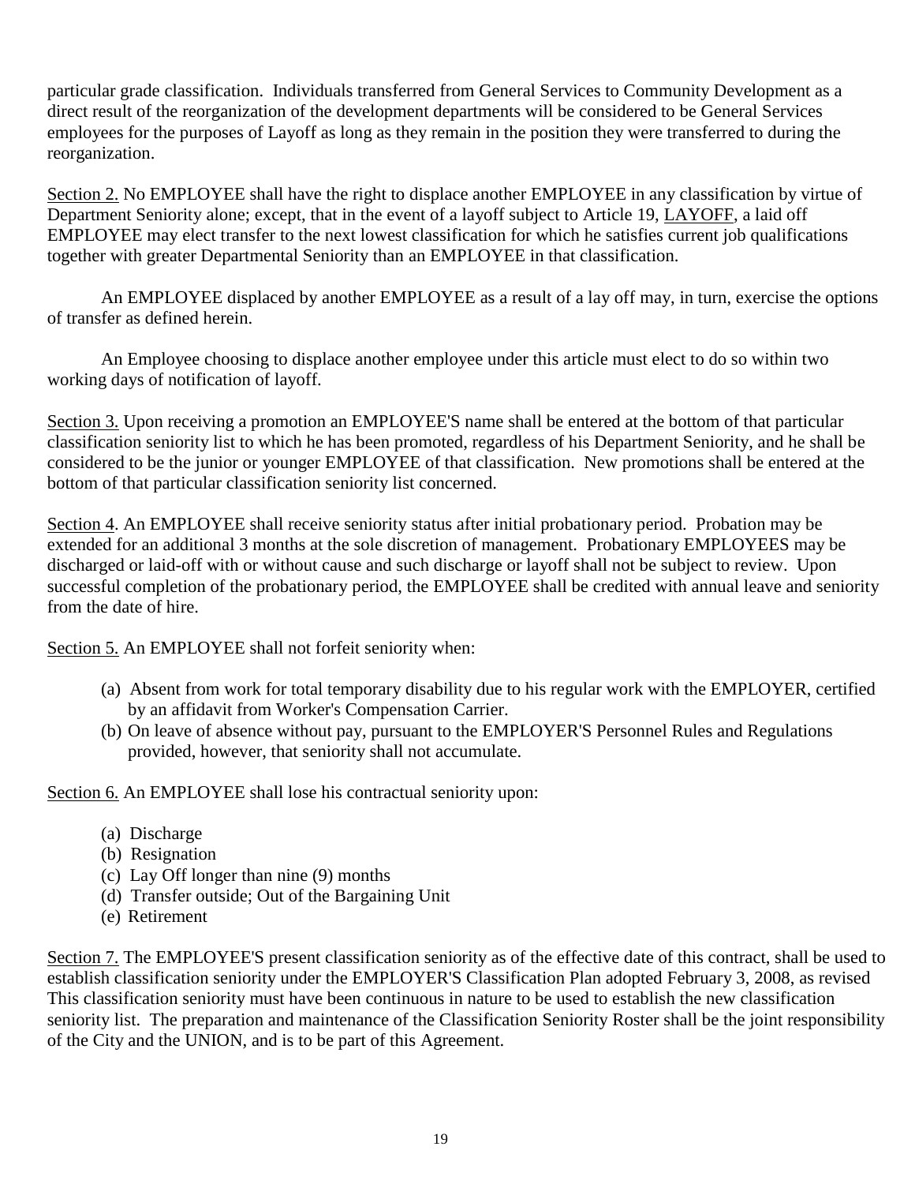particular grade classification. Individuals transferred from General Services to Community Development as a direct result of the reorganization of the development departments will be considered to be General Services employees for the purposes of Layoff as long as they remain in the position they were transferred to during the reorganization.

<u>Section 2.</u> No EMPLOYEE shall have the right to displace another EMPLOYEE in any classification by virtue of Department Seniority alone; except, that in the event of a layoff subject to Article 19, <u>LAYOFF</u>, a laid off EMPLOYEE may elect transfer to the next lowest classification for which he satisfies current job qualifications together with greater Departmental Seniority than an EMPLOYEE in that classification.

An EMPLOYEE displaced by another EMPLOYEE as a result of a lay off may, in turn, exercise the options of transfer as defined herein.

An Employee choosing to displace another employee under this article must elect to do so within two working days of notification of layoff.

<u>Section 3.</u> Upon receiving a promotion an EMPLOYEE'S name shall be entered at the bottom of that particular classification seniority list to which he has been promoted, regardless of his Department Seniority, and he shall be considered to be the junior or younger EMPLOYEE of that classification. New promotions shall be entered at the bottom of that particular classification seniority list concerned.

<u>Section 4</u>. An EMPLOYEE shall receive seniority status after initial probationary period. Probation may be extended for an additional 3 months at the sole discretion of management. Probationary EMPLOYEES may be discharged or laid-off with or without cause and such discharge or layoff shall not be subject to review. Upon successful completion of the probationary period, the EMPLOYEE shall be credited with annual leave and seniority from the date of hire.

<u>Section 5.</u> An EMPLOYEE shall not forfeit seniority when:

(a) Absent from work for total temporary disability due to his regular work with the EMPLOYER, certified by an affidavit from Worker's Compensation Carrier.
(b) On leave of absence without pay, pursuant to the EMPLOYER'S Personnel Rules and Regulations provided, however, that seniority shall not accumulate.

<u>Section 6.</u> An EMPLOYEE shall lose his contractual seniority upon:

(a) Discharge
(b) Resignation
(c) Lay Off longer than nine (9) months
(d) Transfer outside; Out of the Bargaining Unit
(e) Retirement

<u>Section 7.</u> The EMPLOYEE'S present classification seniority as of the effective date of this contract, shall be used to establish classification seniority under the EMPLOYER'S Classification Plan adopted February 3, 2008, as revised This classification seniority must have been continuous in nature to be used to establish the new classification seniority list. The preparation and maintenance of the Classification Seniority Roster shall be the joint responsibility of the City and the UNION, and is to be part of this Agreement.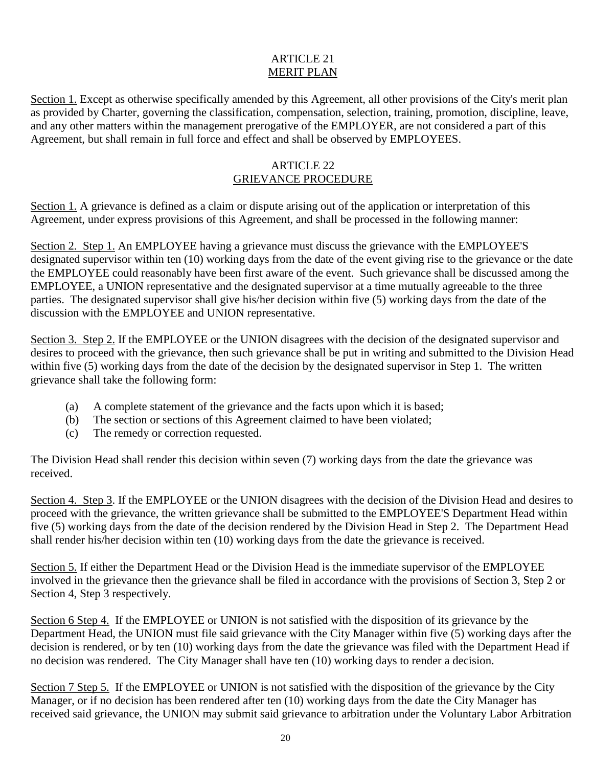## ARTICLE 21
## MERIT PLAN

Section 1. Except as otherwise specifically amended by this Agreement, all other provisions of the City's merit plan as provided by Charter, governing the classification, compensation, selection, training, promotion, discipline, leave, and any other matters within the management prerogative of the EMPLOYER, are not considered a part of this Agreement, but shall remain in full force and effect and shall be observed by EMPLOYEES.

## ARTICLE 22
## GRIEVANCE PROCEDURE

Section 1. A grievance is defined as a claim or dispute arising out of the application or interpretation of this Agreement, under express provisions of this Agreement, and shall be processed in the following manner:

Section 2. Step 1. An EMPLOYEE having a grievance must discuss the grievance with the EMPLOYEE'S designated supervisor within ten (10) working days from the date of the event giving rise to the grievance or the date the EMPLOYEE could reasonably have been first aware of the event. Such grievance shall be discussed among the EMPLOYEE, a UNION representative and the designated supervisor at a time mutually agreeable to the three parties. The designated supervisor shall give his/her decision within five (5) working days from the date of the discussion with the EMPLOYEE and UNION representative.

Section 3. Step 2. If the EMPLOYEE or the UNION disagrees with the decision of the designated supervisor and desires to proceed with the grievance, then such grievance shall be put in writing and submitted to the Division Head within five (5) working days from the date of the decision by the designated supervisor in Step 1. The written grievance shall take the following form:

(a) A complete statement of the grievance and the facts upon which it is based;
(b) The section or sections of this Agreement claimed to have been violated;
(c) The remedy or correction requested.

The Division Head shall render this decision within seven (7) working days from the date the grievance was received.

Section 4. Step 3. If the EMPLOYEE or the UNION disagrees with the decision of the Division Head and desires to proceed with the grievance, the written grievance shall be submitted to the EMPLOYEE'S Department Head within five (5) working days from the date of the decision rendered by the Division Head in Step 2. The Department Head shall render his/her decision within ten (10) working days from the date the grievance is received.

Section 5. If either the Department Head or the Division Head is the immediate supervisor of the EMPLOYEE involved in the grievance then the grievance shall be filed in accordance with the provisions of Section 3, Step 2 or Section 4, Step 3 respectively.

Section 6 Step 4. If the EMPLOYEE or UNION is not satisfied with the disposition of its grievance by the Department Head, the UNION must file said grievance with the City Manager within five (5) working days after the decision is rendered, or by ten (10) working days from the date the grievance was filed with the Department Head if no decision was rendered. The City Manager shall have ten (10) working days to render a decision.

Section 7 Step 5. If the EMPLOYEE or UNION is not satisfied with the disposition of the grievance by the City Manager, or if no decision has been rendered after ten (10) working days from the date the City Manager has received said grievance, the UNION may submit said grievance to arbitration under the Voluntary Labor Arbitration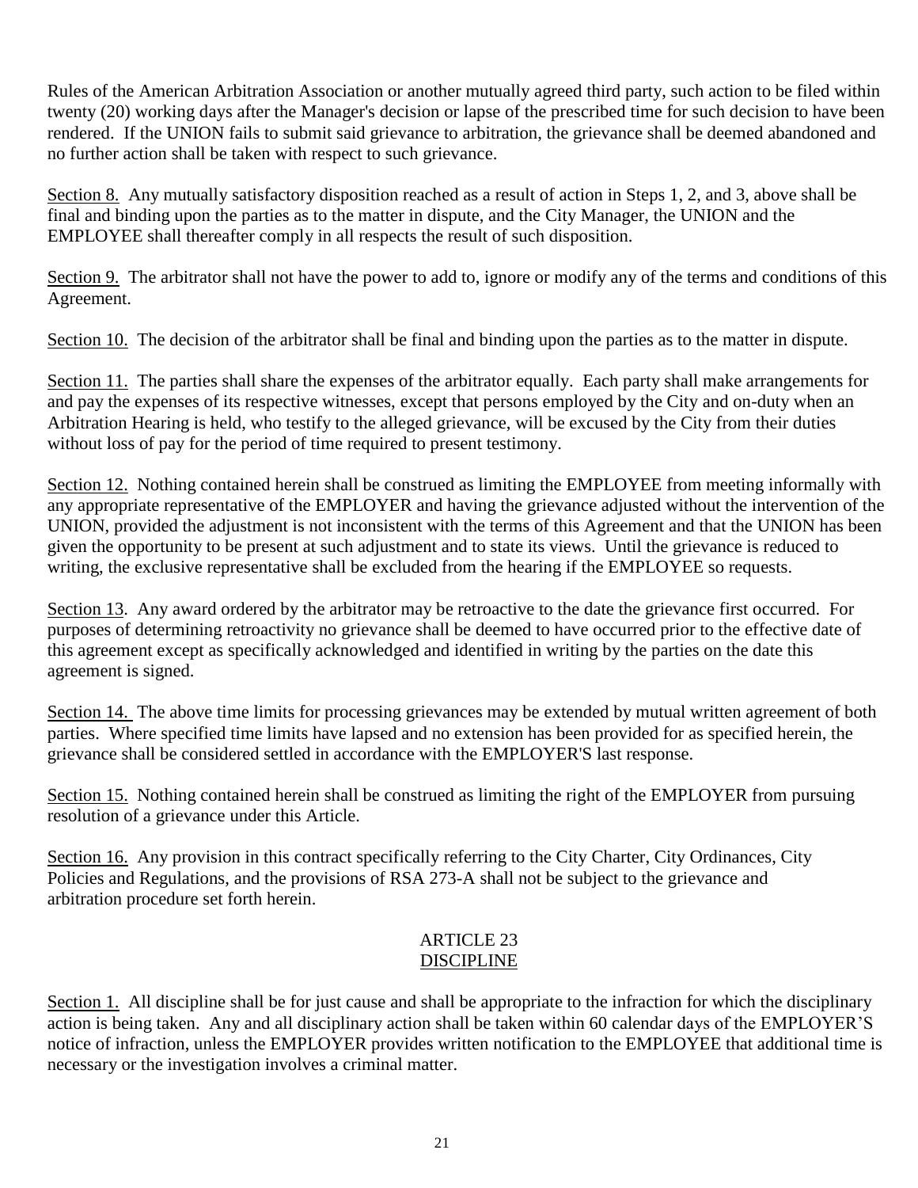Rules of the American Arbitration Association or another mutually agreed third party, such action to be filed within twenty (20) working days after the Manager's decision or lapse of the prescribed time for such decision to have been rendered. If the UNION fails to submit said grievance to arbitration, the grievance shall be deemed abandoned and no further action shall be taken with respect to such grievance.

Section 8. Any mutually satisfactory disposition reached as a result of action in Steps 1, 2, and 3, above shall be final and binding upon the parties as to the matter in dispute, and the City Manager, the UNION and the EMPLOYEE shall thereafter comply in all respects the result of such disposition.

Section 9. The arbitrator shall not have the power to add to, ignore or modify any of the terms and conditions of this Agreement.

Section 10. The decision of the arbitrator shall be final and binding upon the parties as to the matter in dispute.

Section 11. The parties shall share the expenses of the arbitrator equally. Each party shall make arrangements for and pay the expenses of its respective witnesses, except that persons employed by the City and on-duty when an Arbitration Hearing is held, who testify to the alleged grievance, will be excused by the City from their duties without loss of pay for the period of time required to present testimony.

Section 12. Nothing contained herein shall be construed as limiting the EMPLOYEE from meeting informally with any appropriate representative of the EMPLOYER and having the grievance adjusted without the intervention of the UNION, provided the adjustment is not inconsistent with the terms of this Agreement and that the UNION has been given the opportunity to be present at such adjustment and to state its views. Until the grievance is reduced to writing, the exclusive representative shall be excluded from the hearing if the EMPLOYEE so requests.

Section 13. Any award ordered by the arbitrator may be retroactive to the date the grievance first occurred. For purposes of determining retroactivity no grievance shall be deemed to have occurred prior to the effective date of this agreement except as specifically acknowledged and identified in writing by the parties on the date this agreement is signed.

Section 14. The above time limits for processing grievances may be extended by mutual written agreement of both parties. Where specified time limits have lapsed and no extension has been provided for as specified herein, the grievance shall be considered settled in accordance with the EMPLOYER'S last response.

Section 15. Nothing contained herein shall be construed as limiting the right of the EMPLOYER from pursuing resolution of a grievance under this Article.

Section 16. Any provision in this contract specifically referring to the City Charter, City Ordinances, City Policies and Regulations, and the provisions of RSA 273-A shall not be subject to the grievance and arbitration procedure set forth herein.

## ARTICLE 23
## DISCIPLINE

Section 1. All discipline shall be for just cause and shall be appropriate to the infraction for which the disciplinary action is being taken. Any and all disciplinary action shall be taken within 60 calendar days of the EMPLOYER'S notice of infraction, unless the EMPLOYER provides written notification to the EMPLOYEE that additional time is necessary or the investigation involves a criminal matter.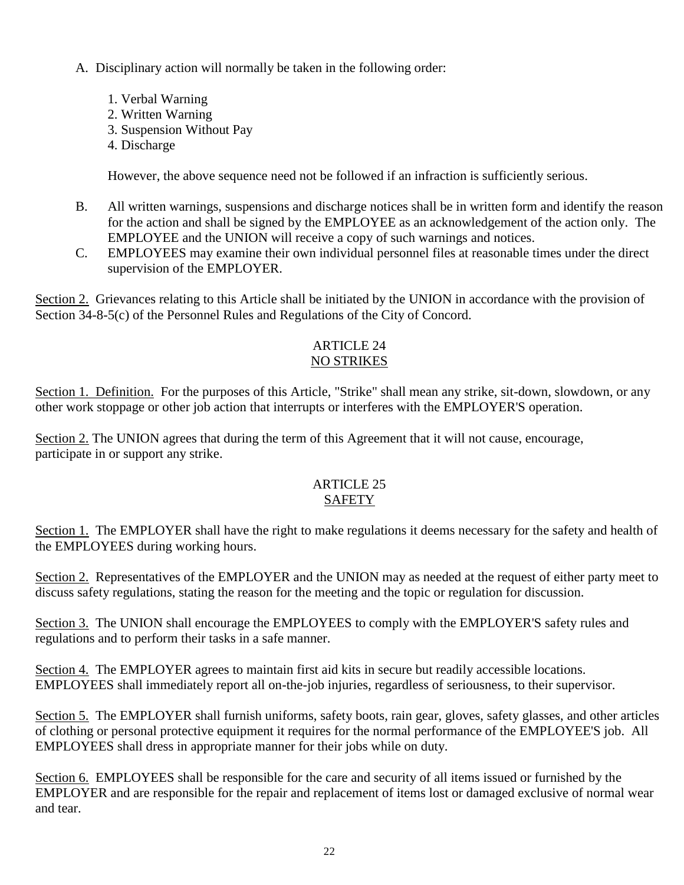A. Disciplinary action will normally be taken in the following order:

1. Verbal Warning
2. Written Warning
3. Suspension Without Pay
4. Discharge

However, the above sequence need not be followed if an infraction is sufficiently serious.

B. All written warnings, suspensions and discharge notices shall be in written form and identify the reason for the action and shall be signed by the EMPLOYEE as an acknowledgement of the action only. The EMPLOYEE and the UNION will receive a copy of such warnings and notices.

C. EMPLOYEES may examine their own individual personnel files at reasonable times under the direct supervision of the EMPLOYER.

Section 2. Grievances relating to this Article shall be initiated by the UNION in accordance with the provision of Section 34-8-5(c) of the Personnel Rules and Regulations of the City of Concord.

## ARTICLE 24
## NO STRIKES

Section 1. Definition. For the purposes of this Article, "Strike" shall mean any strike, sit-down, slowdown, or any other work stoppage or other job action that interrupts or interferes with the EMPLOYER'S operation.

Section 2. The UNION agrees that during the term of this Agreement that it will not cause, encourage, participate in or support any strike.

## ARTICLE 25
## SAFETY

Section 1. The EMPLOYER shall have the right to make regulations it deems necessary for the safety and health of the EMPLOYEES during working hours.

Section 2. Representatives of the EMPLOYER and the UNION may as needed at the request of either party meet to discuss safety regulations, stating the reason for the meeting and the topic or regulation for discussion.

Section 3. The UNION shall encourage the EMPLOYEES to comply with the EMPLOYER'S safety rules and regulations and to perform their tasks in a safe manner.

Section 4. The EMPLOYER agrees to maintain first aid kits in secure but readily accessible locations. EMPLOYEES shall immediately report all on-the-job injuries, regardless of seriousness, to their supervisor.

Section 5. The EMPLOYER shall furnish uniforms, safety boots, rain gear, gloves, safety glasses, and other articles of clothing or personal protective equipment it requires for the normal performance of the EMPLOYEE'S job. All EMPLOYEES shall dress in appropriate manner for their jobs while on duty.

Section 6. EMPLOYEES shall be responsible for the care and security of all items issued or furnished by the EMPLOYER and are responsible for the repair and replacement of items lost or damaged exclusive of normal wear and tear.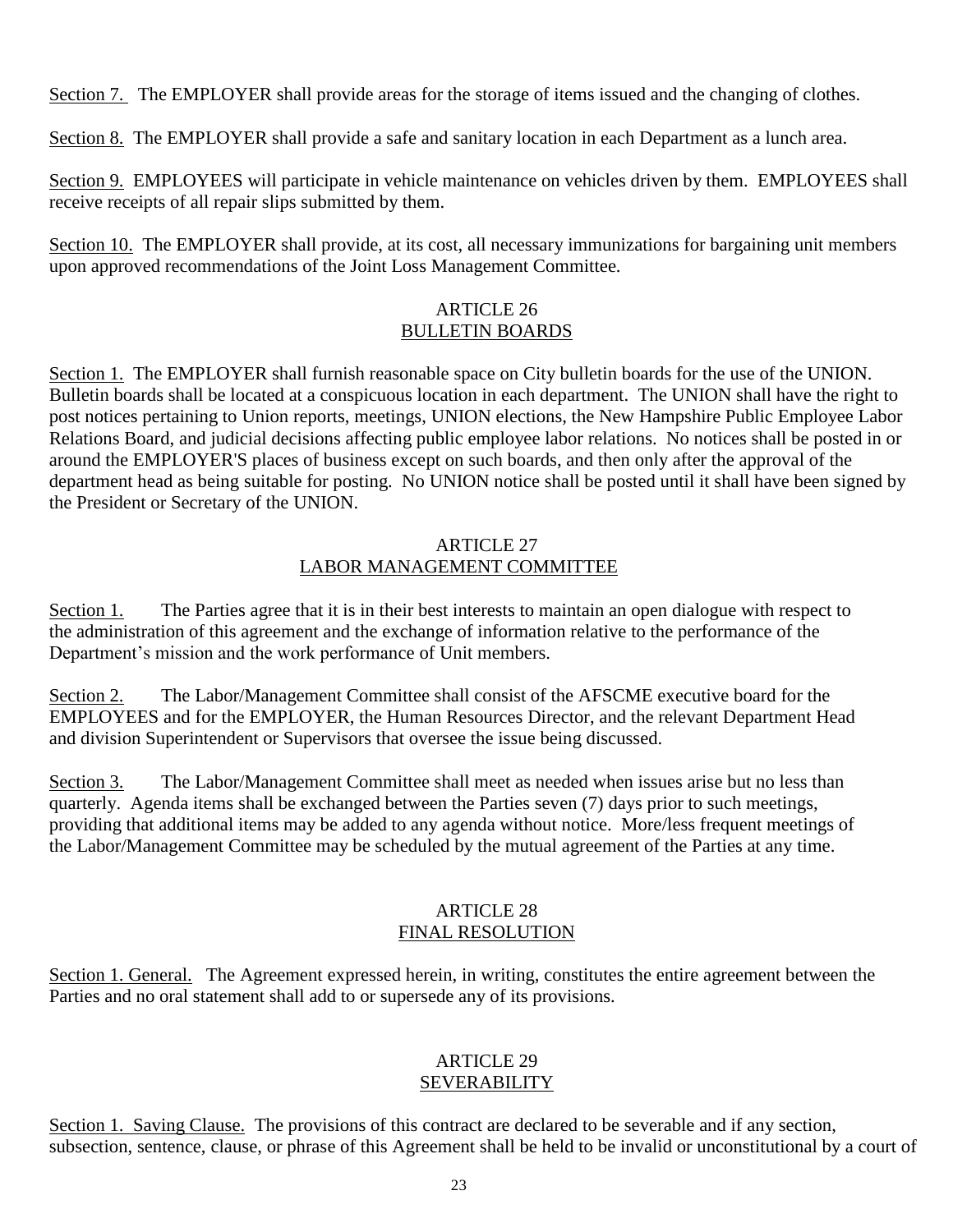Section 7. The EMPLOYER shall provide areas for the storage of items issued and the changing of clothes.

Section 8. The EMPLOYER shall provide a safe and sanitary location in each Department as a lunch area.

Section 9. EMPLOYEES will participate in vehicle maintenance on vehicles driven by them. EMPLOYEES shall receive receipts of all repair slips submitted by them.

Section 10. The EMPLOYER shall provide, at its cost, all necessary immunizations for bargaining unit members upon approved recommendations of the Joint Loss Management Committee.

## ARTICLE 26
## BULLETIN BOARDS

Section 1. The EMPLOYER shall furnish reasonable space on City bulletin boards for the use of the UNION. Bulletin boards shall be located at a conspicuous location in each department. The UNION shall have the right to post notices pertaining to Union reports, meetings, UNION elections, the New Hampshire Public Employee Labor Relations Board, and judicial decisions affecting public employee labor relations. No notices shall be posted in or around the EMPLOYER'S places of business except on such boards, and then only after the approval of the department head as being suitable for posting. No UNION notice shall be posted until it shall have been signed by the President or Secretary of the UNION.

## ARTICLE 27
## LABOR MANAGEMENT COMMITTEE

Section 1. The Parties agree that it is in their best interests to maintain an open dialogue with respect to the administration of this agreement and the exchange of information relative to the performance of the Department's mission and the work performance of Unit members.

Section 2. The Labor/Management Committee shall consist of the AFSCME executive board for the EMPLOYEES and for the EMPLOYER, the Human Resources Director, and the relevant Department Head and division Superintendent or Supervisors that oversee the issue being discussed.

Section 3. The Labor/Management Committee shall meet as needed when issues arise but no less than quarterly. Agenda items shall be exchanged between the Parties seven (7) days prior to such meetings, providing that additional items may be added to any agenda without notice. More/less frequent meetings of the Labor/Management Committee may be scheduled by the mutual agreement of the Parties at any time.

## ARTICLE 28
## FINAL RESOLUTION

Section 1. General. The Agreement expressed herein, in writing, constitutes the entire agreement between the Parties and no oral statement shall add to or supersede any of its provisions.

## ARTICLE 29
## SEVERABILITY

Section 1. Saving Clause. The provisions of this contract are declared to be severable and if any section, subsection, sentence, clause, or phrase of this Agreement shall be held to be invalid or unconstitutional by a court of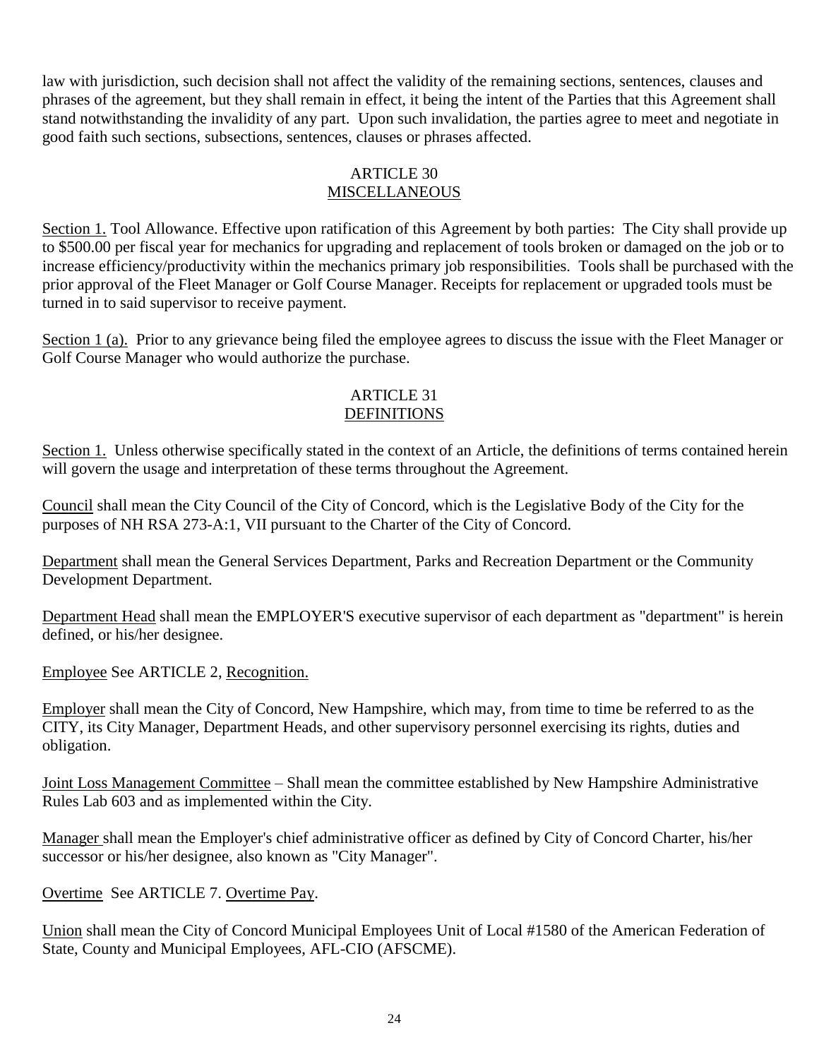law with jurisdiction, such decision shall not affect the validity of the remaining sections, sentences, clauses and phrases of the agreement, but they shall remain in effect, it being the intent of the Parties that this Agreement shall stand notwithstanding the invalidity of any part. Upon such invalidation, the parties agree to meet and negotiate in good faith such sections, subsections, sentences, clauses or phrases affected.

## ARTICLE 30
## MISCELLANEOUS

Section 1. Tool Allowance. Effective upon ratification of this Agreement by both parties: The City shall provide up to $500.00 per fiscal year for mechanics for upgrading and replacement of tools broken or damaged on the job or to increase efficiency/productivity within the mechanics primary job responsibilities. Tools shall be purchased with the prior approval of the Fleet Manager or Golf Course Manager. Receipts for replacement or upgraded tools must be turned in to said supervisor to receive payment.

Section 1 (a). Prior to any grievance being filed the employee agrees to discuss the issue with the Fleet Manager or Golf Course Manager who would authorize the purchase.

## ARTICLE 31
## DEFINITIONS

Section 1. Unless otherwise specifically stated in the context of an Article, the definitions of terms contained herein will govern the usage and interpretation of these terms throughout the Agreement.

Council shall mean the City Council of the City of Concord, which is the Legislative Body of the City for the purposes of NH RSA 273-A:1, VII pursuant to the Charter of the City of Concord.

Department shall mean the General Services Department, Parks and Recreation Department or the Community Development Department.

Department Head shall mean the EMPLOYER'S executive supervisor of each department as "department" is herein defined, or his/her designee.

Employee See ARTICLE 2, Recognition.

Employer shall mean the City of Concord, New Hampshire, which may, from time to time be referred to as the CITY, its City Manager, Department Heads, and other supervisory personnel exercising its rights, duties and obligation.

Joint Loss Management Committee – Shall mean the committee established by New Hampshire Administrative Rules Lab 603 and as implemented within the City.

Manager shall mean the Employer's chief administrative officer as defined by City of Concord Charter, his/her successor or his/her designee, also known as "City Manager".

Overtime See ARTICLE 7. Overtime Pay.

Union shall mean the City of Concord Municipal Employees Unit of Local #1580 of the American Federation of State, County and Municipal Employees, AFL-CIO (AFSCME).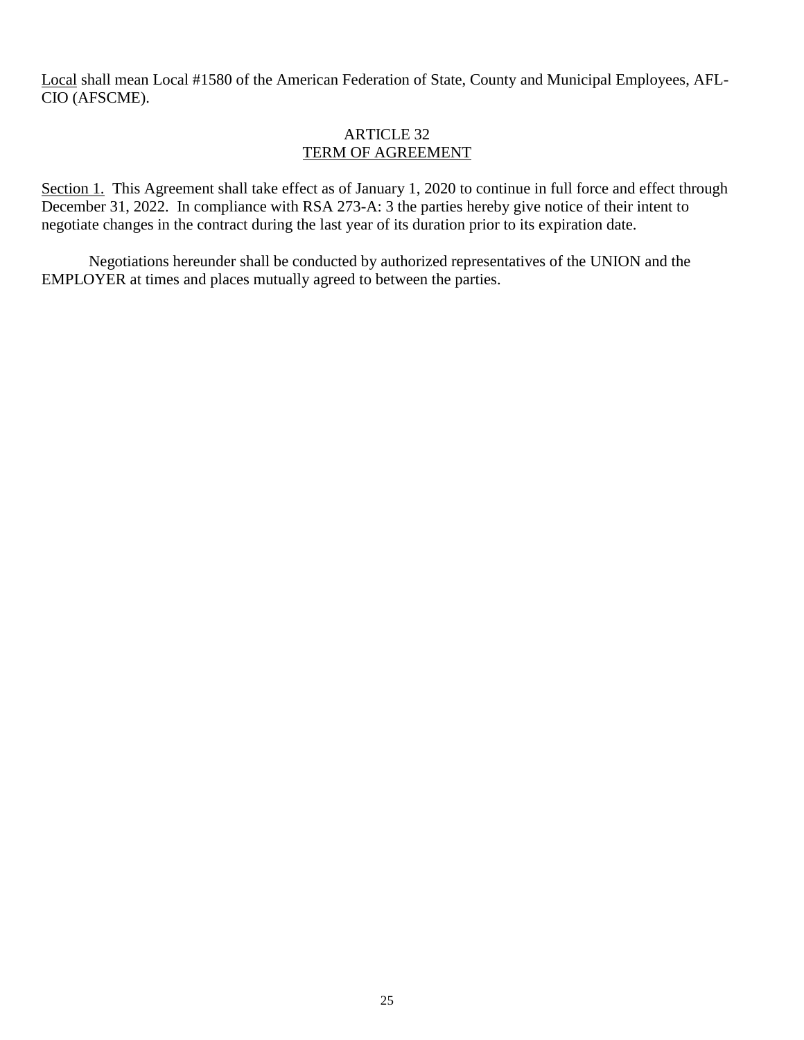Local shall mean Local #1580 of the American Federation of State, County and Municipal Employees, AFL-CIO (AFSCME).

## ARTICLE 32
## TERM OF AGREEMENT

Section 1. This Agreement shall take effect as of January 1, 2020 to continue in full force and effect through December 31, 2022. In compliance with RSA 273-A: 3 the parties hereby give notice of their intent to negotiate changes in the contract during the last year of its duration prior to its expiration date.

Negotiations hereunder shall be conducted by authorized representatives of the UNION and the EMPLOYER at times and places mutually agreed to between the parties.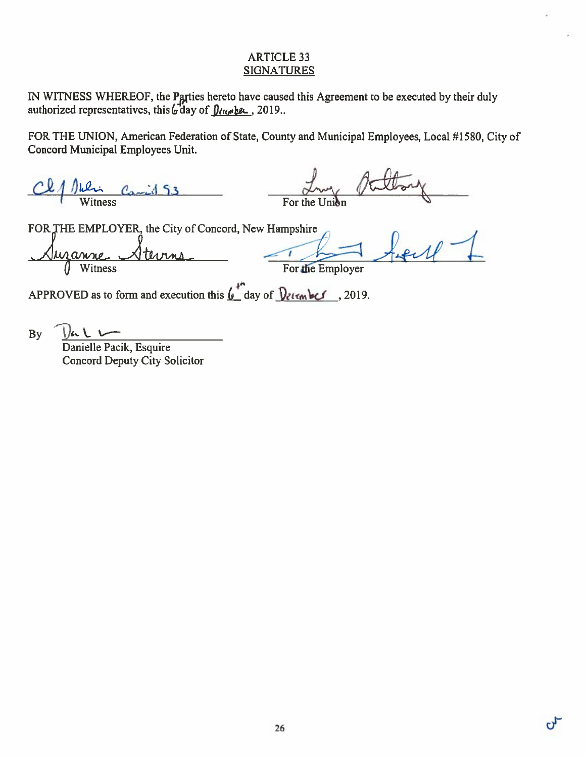# ARTICLE 33
## SIGNATURES

IN WITNESS WHEREOF, the Parties hereto have caused this Agreement to be executed by their duly authorized representatives, this 6 day of December, 2019..

FOR THE UNION, American Federation of State, County and Municipal Employees, Local #1580, City of Concord Municipal Employees Unit.

_______________________ Witness

_______________________ For the Union

FOR THE EMPLOYER, the City of Concord, New Hampshire

_______________________ Witness

_______________________ For the Employer

APPROVED as to form and execution this 6th day of December, 2019.

By _______________________
Danielle Pacik, Esquire
Concord Deputy City Solicitor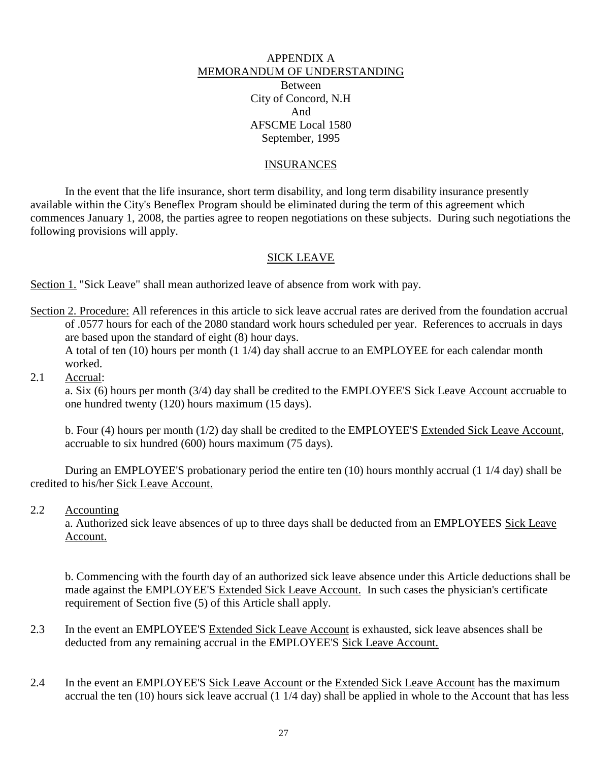APPENDIX A
MEMORANDUM OF UNDERSTANDING
Between
City of Concord, N.H
And
AFSCME Local 1580
September, 1995

## INSURANCES

In the event that the life insurance, short term disability, and long term disability insurance presently available within the City's Beneflex Program should be eliminated during the term of this agreement which commences January 1, 2008, the parties agree to reopen negotiations on these subjects. During such negotiations the following provisions will apply.

## SICK LEAVE

Section 1. "Sick Leave" shall mean authorized leave of absence from work with pay.

Section 2. Procedure: All references in this article to sick leave accrual rates are derived from the foundation accrual of .0577 hours for each of the 2080 standard work hours scheduled per year. References to accruals in days are based upon the standard of eight (8) hour days.
A total of ten (10) hours per month (1 1/4) day shall accrue to an EMPLOYEE for each calendar month worked.

2.1 Accrual:

a. Six (6) hours per month (3/4) day shall be credited to the EMPLOYEE'S Sick Leave Account accruable to one hundred twenty (120) hours maximum (15 days).

b. Four (4) hours per month (1/2) day shall be credited to the EMPLOYEE'S Extended Sick Leave Account, accruable to six hundred (600) hours maximum (75 days).

During an EMPLOYEE'S probationary period the entire ten (10) hours monthly accrual (1 1/4 day) shall be credited to his/her Sick Leave Account.

2.2 Accounting

a. Authorized sick leave absences of up to three days shall be deducted from an EMPLOYEES Sick Leave Account.

b. Commencing with the fourth day of an authorized sick leave absence under this Article deductions shall be made against the EMPLOYEE'S Extended Sick Leave Account. In such cases the physician's certificate requirement of Section five (5) of this Article shall apply.

2.3 In the event an EMPLOYEE'S Extended Sick Leave Account is exhausted, sick leave absences shall be deducted from any remaining accrual in the EMPLOYEE'S Sick Leave Account.

2.4 In the event an EMPLOYEE'S Sick Leave Account or the Extended Sick Leave Account has the maximum accrual the ten (10) hours sick leave accrual (1 1/4 day) shall be applied in whole to the Account that has less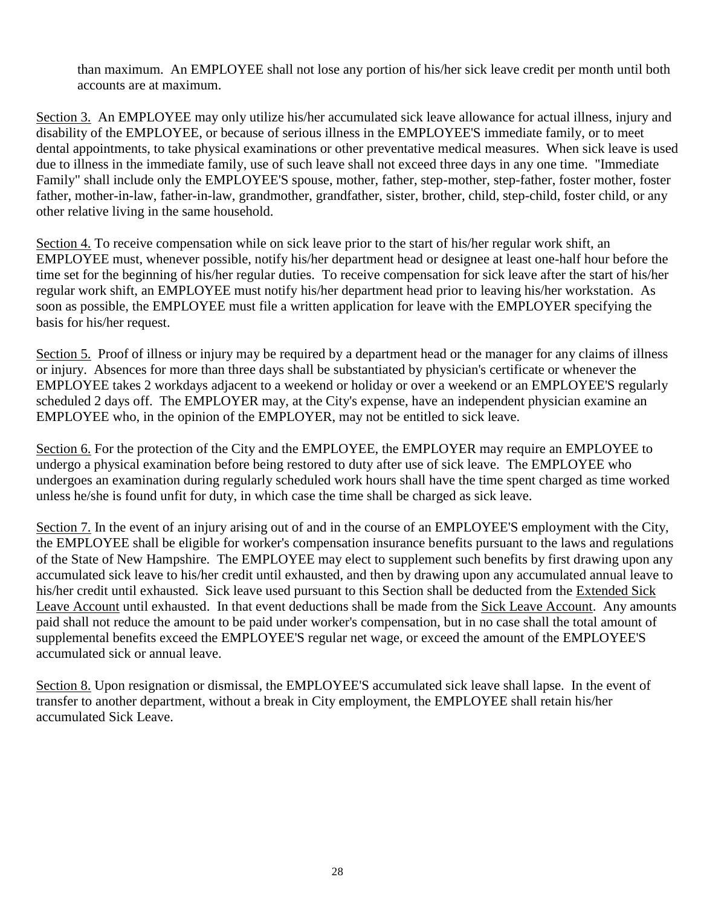than maximum. An EMPLOYEE shall not lose any portion of his/her sick leave credit per month until both accounts are at maximum.

<u>Section 3.</u> An EMPLOYEE may only utilize his/her accumulated sick leave allowance for actual illness, injury and disability of the EMPLOYEE, or because of serious illness in the EMPLOYEE'S immediate family, or to meet dental appointments, to take physical examinations or other preventative medical measures. When sick leave is used due to illness in the immediate family, use of such leave shall not exceed three days in any one time. "Immediate Family" shall include only the EMPLOYEE'S spouse, mother, father, step-mother, step-father, foster mother, foster father, mother-in-law, father-in-law, grandmother, grandfather, sister, brother, child, step-child, foster child, or any other relative living in the same household.

<u>Section 4.</u> To receive compensation while on sick leave prior to the start of his/her regular work shift, an EMPLOYEE must, whenever possible, notify his/her department head or designee at least one-half hour before the time set for the beginning of his/her regular duties. To receive compensation for sick leave after the start of his/her regular work shift, an EMPLOYEE must notify his/her department head prior to leaving his/her workstation. As soon as possible, the EMPLOYEE must file a written application for leave with the EMPLOYER specifying the basis for his/her request.

<u>Section 5.</u> Proof of illness or injury may be required by a department head or the manager for any claims of illness or injury. Absences for more than three days shall be substantiated by physician's certificate or whenever the EMPLOYEE takes 2 workdays adjacent to a weekend or holiday or over a weekend or an EMPLOYEE'S regularly scheduled 2 days off. The EMPLOYER may, at the City's expense, have an independent physician examine an EMPLOYEE who, in the opinion of the EMPLOYER, may not be entitled to sick leave.

<u>Section 6.</u> For the protection of the City and the EMPLOYEE, the EMPLOYER may require an EMPLOYEE to undergo a physical examination before being restored to duty after use of sick leave. The EMPLOYEE who undergoes an examination during regularly scheduled work hours shall have the time spent charged as time worked unless he/she is found unfit for duty, in which case the time shall be charged as sick leave.

<u>Section 7.</u> In the event of an injury arising out of and in the course of an EMPLOYEE'S employment with the City, the EMPLOYEE shall be eligible for worker's compensation insurance benefits pursuant to the laws and regulations of the State of New Hampshire. The EMPLOYEE may elect to supplement such benefits by first drawing upon any accumulated sick leave to his/her credit until exhausted, and then by drawing upon any accumulated annual leave to his/her credit until exhausted. Sick leave used pursuant to this Section shall be deducted from the <u>Extended Sick Leave Account</u> until exhausted. In that event deductions shall be made from the <u>Sick Leave Account</u>. Any amounts paid shall not reduce the amount to be paid under worker's compensation, but in no case shall the total amount of supplemental benefits exceed the EMPLOYEE'S regular net wage, or exceed the amount of the EMPLOYEE'S accumulated sick or annual leave.

<u>Section 8.</u> Upon resignation or dismissal, the EMPLOYEE'S accumulated sick leave shall lapse. In the event of transfer to another department, without a break in City employment, the EMPLOYEE shall retain his/her accumulated Sick Leave.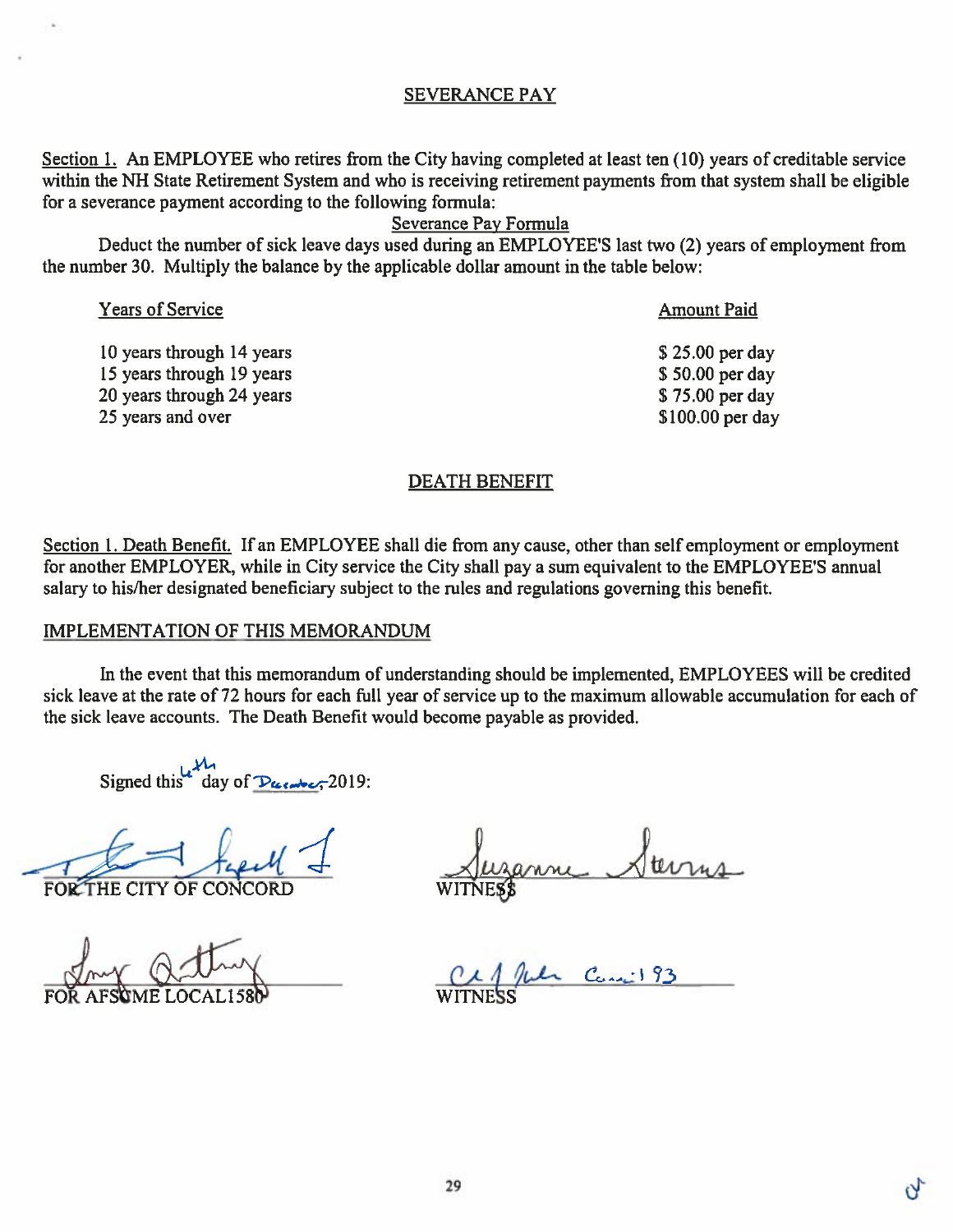## SEVERANCE PAY

Section 1. An EMPLOYEE who retires from the City having completed at least ten (10) years of creditable service within the NH State Retirement System and who is receiving retirement payments from that system shall be eligible for a severance payment according to the following formula:

Severance Pay Formula

Deduct the number of sick leave days used during an EMPLOYEE'S last two (2) years of employment from the number 30. Multiply the balance by the applicable dollar amount in the table below:

| Years of Service | Amount Paid |
|---|---|
| 10 years through 14 years | $ 25.00 per day |
| 15 years through 19 years | $ 50.00 per day |
| 20 years through 24 years | $ 75.00 per day |
| 25 years and over | $100.00 per day |

## DEATH BENEFIT

Section 1. Death Benefit. If an EMPLOYEE shall die from any cause, other than self employment or employment for another EMPLOYER, while in City service the City shall pay a sum equivalent to the EMPLOYEE'S annual salary to his/her designated beneficiary subject to the rules and regulations governing this benefit.

## IMPLEMENTATION OF THIS MEMORANDUM

In the event that this memorandum of understanding should be implemented, EMPLOYEES will be credited sick leave at the rate of 72 hours for each full year of service up to the maximum allowable accumulation for each of the sick leave accounts. The Death Benefit would become payable as provided.

Signed this 6th day of December 2019:

FOR THE CITY OF CONCORD

WITNESS

FOR AFSCME LOCAL1580

WITNESS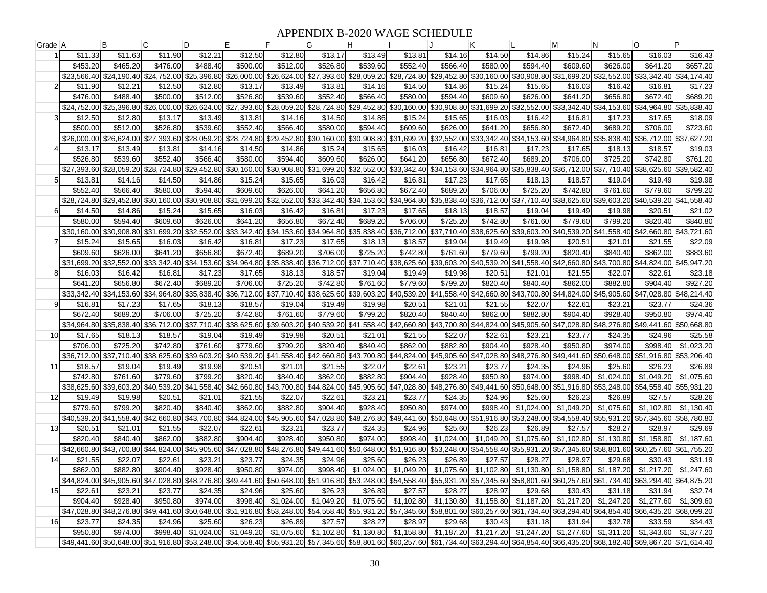# APPENDIX B-2020 WAGE SCHEDULE

| Grade | A | B | C | D | E | F | G | H | I | J | K | L | M | N | O | P |
|---|---|---|---|---|---|---|---|---|---|---|---|---|---|---|---|---|
| 1 | $11.33 | $11.63 | $11.90 | $12.21 | $12.50 | $12.80 | $13.17 | $13.49 | $13.81 | $14.16 | $14.50 | $14.86 | $15.24 | $15.65 | $16.03 | $16.43 |
| | $453.20 | $465.20 | $476.00 | $488.40 | $500.00 | $512.00 | $526.80 | $539.60 | $552.40 | $566.40 | $580.00 | $594.40 | $609.60 | $626.00 | $641.20 | $657.20 |
| | $23,566.40 | $24,190.40 | $24,752.00 | $25,396.80 | $26,000.00 | $26,624.00 | $27,393.60 | $28,059.20 | $28,724.80 | $29,452.80 | $30,160.00 | $30,908.80 | $31,699.20 | $32,552.00 | $33,342.40 | $34,174.40 |
| 2 | $11.90 | $12.21 | $12.50 | $12.80 | $13.17 | $13.49 | $13.81 | $14.16 | $14.50 | $14.86 | $15.24 | $15.65 | $16.03 | $16.42 | $16.81 | $17.23 |
| | $476.00 | $488.40 | $500.00 | $512.00 | $526.80 | $539.60 | $552.40 | $566.40 | $580.00 | $594.40 | $609.60 | $626.00 | $641.20 | $656.80 | $672.40 | $689.20 |
| | $24,752.00 | $25,396.80 | $26,000.00 | $26,624.00 | $27,393.60 | $28,059.20 | $28,724.80 | $29,452.80 | $30,160.00 | $30,908.80 | $31,699.20 | $32,552.00 | $33,342.40 | $34,153.60 | $34,964.80 | $35,838.40 |
| 3 | $12.50 | $12.80 | $13.17 | $13.49 | $13.81 | $14.16 | $14.50 | $14.86 | $15.24 | $15.65 | $16.03 | $16.42 | $16.81 | $17.23 | $17.65 | $18.09 |
| | $500.00 | $512.00 | $526.80 | $539.60 | $552.40 | $566.40 | $580.00 | $594.40 | $609.60 | $626.00 | $641.20 | $656.80 | $672.40 | $689.20 | $706.00 | $723.60 |
| | $26,000.00 | $26,624.00 | $27,393.60 | $28,059.20 | $28,724.80 | $29,452.80 | $30,160.00 | $30,908.80 | $31,699.20 | $32,552.00 | $33,342.40 | $34,153.60 | $34,964.80 | $35,838.40 | $36,712.00 | $37,627.20 |
| 4 | $13.17 | $13.49 | $13.81 | $14.16 | $14.50 | $14.86 | $15.24 | $15.65 | $16.03 | $16.42 | $16.81 | $17.23 | $17.65 | $18.13 | $18.57 | $19.03 |
| | $526.80 | $539.60 | $552.40 | $566.40 | $580.00 | $594.40 | $609.60 | $626.00 | $641.20 | $656.80 | $672.40 | $689.20 | $706.00 | $725.20 | $742.80 | $761.20 |
| | $27,393.60 | $28,059.20 | $28,724.80 | $29,452.80 | $30,160.00 | $30,908.80 | $31,699.20 | $32,552.00 | $33,342.40 | $34,153.60 | $34,964.80 | $35,838.40 | $36,712.00 | $37,710.40 | $38,625.60 | $39,582.40 |
| 5 | $13.81 | $14.16 | $14.50 | $14.86 | $15.24 | $15.65 | $16.03 | $16.42 | $16.81 | $17.23 | $17.65 | $18.13 | $18.57 | $19.04 | $19.49 | $19.98 |
| | $552.40 | $566.40 | $580.00 | $594.40 | $609.60 | $626.00 | $641.20 | $656.80 | $672.40 | $689.20 | $706.00 | $725.20 | $742.80 | $761.60 | $779.60 | $799.20 |
| | $28,724.80 | $29,452.80 | $30,160.00 | $30,908.80 | $31,699.20 | $32,552.00 | $33,342.40 | $34,153.60 | $34,964.80 | $35,838.40 | $36,712.00 | $37,710.40 | $38,625.60 | $39,603.20 | $40,539.20 | $41,558.40 |
| 6 | $14.50 | $14.86 | $15.24 | $15.65 | $16.03 | $16.42 | $16.81 | $17.23 | $17.65 | $18.13 | $18.57 | $19.04 | $19.49 | $19.98 | $20.51 | $21.02 |
| | $580.00 | $594.40 | $609.60 | $626.00 | $641.20 | $656.80 | $672.40 | $689.20 | $706.00 | $725.20 | $742.80 | $761.60 | $779.60 | $799.20 | $820.40 | $840.80 |
| | $30,160.00 | $30,908.80 | $31,699.20 | $32,552.00 | $33,342.40 | $34,153.60 | $34,964.80 | $35,838.40 | $36,712.00 | $37,710.40 | $38,625.60 | $39,603.20 | $40,539.20 | $41,558.40 | $42,660.80 | $43,721.60 |
| 7 | $15.24 | $15.65 | $16.03 | $16.42 | $16.81 | $17.23 | $17.65 | $18.13 | $18.57 | $19.04 | $19.49 | $19.98 | $20.51 | $21.01 | $21.55 | $22.09 |
| | $609.60 | $626.00 | $641.20 | $656.80 | $672.40 | $689.20 | $706.00 | $725.20 | $742.80 | $761.60 | $779.60 | $799.20 | $820.40 | $840.40 | $862.00 | $883.60 |
| | $31,699.20 | $32,552.00 | $33,342.40 | $34,153.60 | $34,964.80 | $35,838.40 | $36,712.00 | $37,710.40 | $38,625.60 | $39,603.20 | $40,539.20 | $41,558.40 | $42,660.80 | $43,700.80 | $44,824.00 | $45,947.20 |
| 8 | $16.03 | $16.42 | $16.81 | $17.23 | $17.65 | $18.13 | $18.57 | $19.04 | $19.49 | $19.98 | $20.51 | $21.01 | $21.55 | $22.07 | $22.61 | $23.18 |
| | $641.20 | $656.80 | $672.40 | $689.20 | $706.00 | $725.20 | $742.80 | $761.60 | $779.60 | $799.20 | $820.40 | $840.40 | $862.00 | $882.80 | $904.40 | $927.20 |
| | $33,342.40 | $34,153.60 | $34,964.80 | $35,838.40 | $36,712.00 | $37,710.40 | $38,625.60 | $39,603.20 | $40,539.20 | $41,558.40 | $42,660.80 | $43,700.80 | $44,824.00 | $45,905.60 | $47,028.80 | $48,214.40 |
| 9 | $16.81 | $17.23 | $17.65 | $18.13 | $18.57 | $19.04 | $19.49 | $19.98 | $20.51 | $21.01 | $21.55 | $22.07 | $22.61 | $23.21 | $23.77 | $24.36 |
| | $672.40 | $689.20 | $706.00 | $725.20 | $742.80 | $761.60 | $779.60 | $799.20 | $820.40 | $840.40 | $862.00 | $882.80 | $904.40 | $928.40 | $950.80 | $974.40 |
| | $34,964.80 | $35,838.40 | $36,712.00 | $37,710.40 | $38,625.60 | $39,603.20 | $40,539.20 | $41,558.40 | $42,660.80 | $43,700.80 | $44,824.00 | $45,905.60 | $47,028.80 | $48,276.80 | $49,441.60 | $50,668.80 |
| 10 | $17.65 | $18.13 | $18.57 | $19.04 | $19.49 | $19.98 | $20.51 | $21.01 | $21.55 | $22.07 | $22.61 | $23.21 | $23.77 | $24.35 | $24.96 | $25.58 |
| | $706.00 | $725.20 | $742.80 | $761.60 | $779.60 | $799.20 | $820.40 | $840.40 | $862.00 | $882.80 | $904.40 | $928.40 | $950.80 | $974.00 | $998.40 | $1,023.20 |
| | $36,712.00 | $37,710.40 | $38,625.60 | $39,603.20 | $40,539.20 | $41,558.40 | $42,660.80 | $43,700.80 | $44,824.00 | $45,905.60 | $47,028.80 | $48,276.80 | $49,441.60 | $50,648.00 | $51,916.80 | $53,206.40 |
| 11 | $18.57 | $19.04 | $19.49 | $19.98 | $20.51 | $21.01 | $21.55 | $22.07 | $22.61 | $23.21 | $23.77 | $24.35 | $24.96 | $25.60 | $26.23 | $26.89 |
| | $742.80 | $761.60 | $779.60 | $799.20 | $820.40 | $840.40 | $862.00 | $882.80 | $904.40 | $928.40 | $950.80 | $974.00 | $998.40 | $1,024.00 | $1,049.20 | $1,075.60 |
| | $38,625.60 | $39,603.20 | $40,539.20 | $41,558.40 | $42,660.80 | $43,700.80 | $44,824.00 | $45,905.60 | $47,028.80 | $48,276.80 | $49,441.60 | $50,648.00 | $51,916.80 | $53,248.00 | $54,558.40 | $55,931.20 |
| 12 | $19.49 | $19.98 | $20.51 | $21.01 | $21.55 | $22.07 | $22.61 | $23.21 | $23.77 | $24.35 | $24.96 | $25.60 | $26.23 | $26.89 | $27.57 | $28.26 |
| | $779.60 | $799.20 | $820.40 | $840.40 | $862.00 | $882.80 | $904.40 | $928.40 | $950.80 | $974.00 | $998.40 | $1,024.00 | $1,049.20 | $1,075.60 | $1,102.80 | $1,130.40 |
| | $40,539.20 | $41,558.40 | $42,660.80 | $43,700.80 | $44,824.00 | $45,905.60 | $47,028.80 | $48,276.80 | $49,441.60 | $50,648.00 | $51,916.80 | $53,248.00 | $54,558.40 | $55,931.20 | $57,345.60 | $58,780.80 |
| 13 | $20.51 | $21.01 | $21.55 | $22.07 | $22.61 | $23.21 | $23.77 | $24.35 | $24.96 | $25.60 | $26.23 | $26.89 | $27.57 | $28.27 | $28.97 | $29.69 |
| | $820.40 | $840.40 | $862.00 | $882.80 | $904.40 | $928.40 | $950.80 | $974.00 | $998.40 | $1,024.00 | $1,049.20 | $1,075.60 | $1,102.80 | $1,130.80 | $1,158.80 | $1,187.60 |
| | $42,660.80 | $43,700.80 | $44,824.00 | $45,905.60 | $47,028.80 | $48,276.80 | $49,441.60 | $50,648.00 | $51,916.80 | $53,248.00 | $54,558.40 | $55,931.20 | $57,345.60 | $58,801.60 | $60,257.60 | $61,755.20 |
| 14 | $21.55 | $22.07 | $22.61 | $23.21 | $23.77 | $24.35 | $24.96 | $25.60 | $26.23 | $26.89 | $27.57 | $28.27 | $28.97 | $29.68 | $30.43 | $31.19 |
| | $862.00 | $882.80 | $904.40 | $928.40 | $950.80 | $974.00 | $998.40 | $1,024.00 | $1,049.20 | $1,075.60 | $1,102.80 | $1,130.80 | $1,158.80 | $1,187.20 | $1,217.20 | $1,247.60 |
| | $44,824.00 | $45,905.60 | $47,028.80 | $48,276.80 | $49,441.60 | $50,648.00 | $51,916.80 | $53,248.00 | $54,558.40 | $55,931.20 | $57,345.60 | $58,801.60 | $60,257.60 | $61,734.40 | $63,294.40 | $64,875.20 |
| 15 | $22.61 | $23.21 | $23.77 | $24.35 | $24.96 | $25.60 | $26.23 | $26.89 | $27.57 | $28.27 | $28.97 | $29.68 | $30.43 | $31.18 | $31.94 | $32.74 |
| | $904.40 | $928.40 | $950.80 | $974.00 | $998.40 | $1,024.00 | $1,049.20 | $1,075.60 | $1,102.80 | $1,130.80 | $1,158.80 | $1,187.20 | $1,217.20 | $1,247.20 | $1,277.60 | $1,309.60 |
| | $47,028.80 | $48,276.80 | $49,441.60 | $50,648.00 | $51,916.80 | $53,248.00 | $54,558.40 | $55,931.20 | $57,345.60 | $58,801.60 | $60,257.60 | $61,734.40 | $63,294.40 | $64,854.40 | $66,435.20 | $68,099.20 |
| 16 | $23.77 | $24.35 | $24.96 | $25.60 | $26.23 | $26.89 | $27.57 | $28.27 | $28.97 | $29.68 | $30.43 | $31.18 | $31.94 | $32.78 | $33.59 | $34.43 |
| | $950.80 | $974.00 | $998.40 | $1,024.00 | $1,049.20 | $1,075.60 | $1,102.80 | $1,130.80 | $1,158.80 | $1,187.20 | $1,217.20 | $1,247.20 | $1,277.60 | $1,311.20 | $1,343.60 | $1,377.20 |
| | $49,441.60 | $50,648.00 | $51,916.80 | $53,248.00 | $54,558.40 | $55,931.20 | $57,345.60 | $58,801.60 | $60,257.60 | $61,734.40 | $63,294.40 | $64,854.40 | $66,435.20 | $68,182.40 | $69,867.20 | $71,614.40 |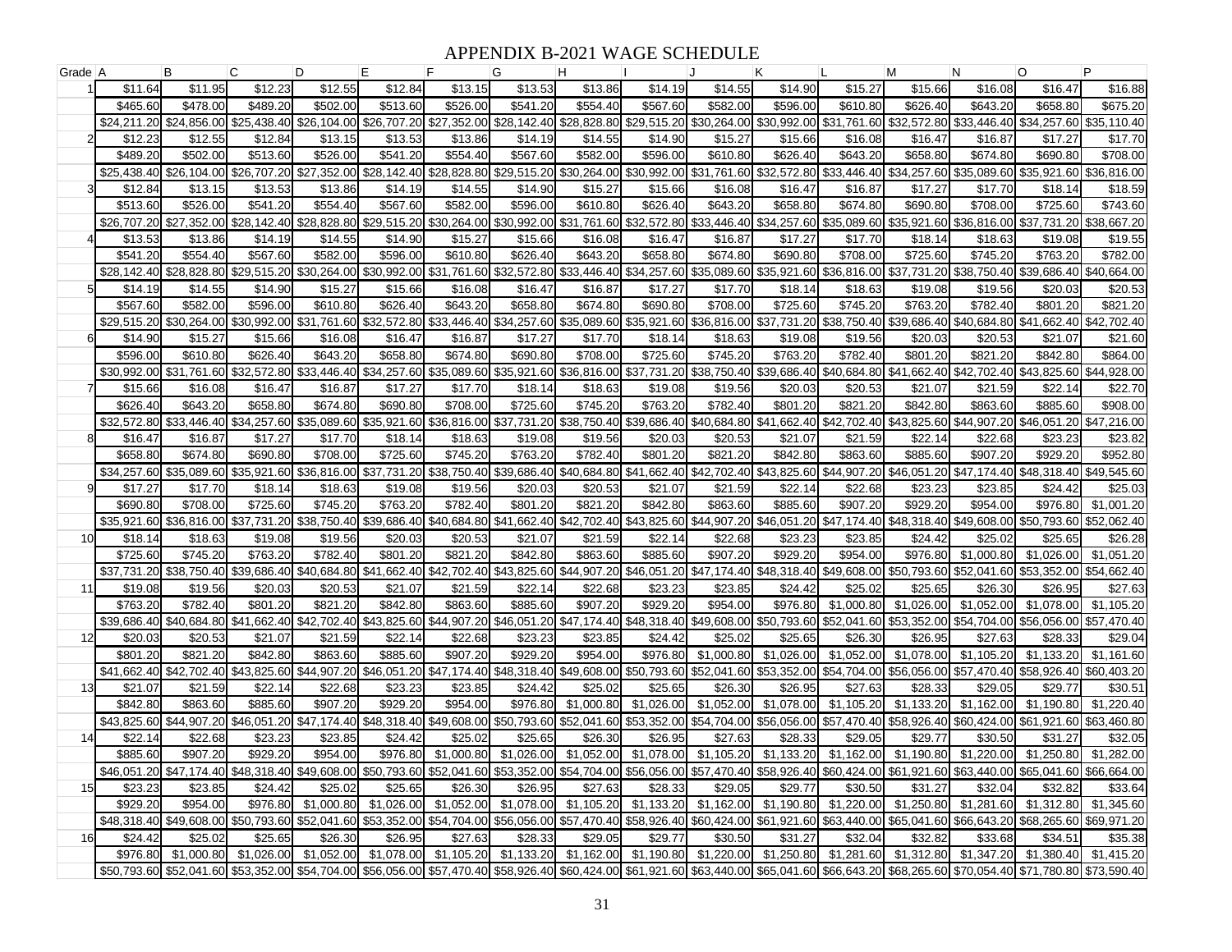# APPENDIX B-2021 WAGE SCHEDULE

| Grade | A | B | C | D | E | F | G | H | I | J | K | L | M | N | O | P |
|---|---|---|---|---|---|---|---|---|---|---|---|---|---|---|---|---|
| 1 | $11.64 | $11.95 | $12.23 | $12.55 | $12.84 | $13.15 | $13.53 | $13.86 | $14.19 | $14.55 | $14.90 | $15.27 | $15.66 | $16.08 | $16.47 | $16.88 |
| | $465.60 | $478.00 | $489.20 | $502.00 | $513.60 | $526.00 | $541.20 | $554.40 | $567.60 | $582.00 | $596.00 | $610.80 | $626.40 | $643.20 | $658.80 | $675.20 |
| | $24,211.20 | $24,856.00 | $25,438.40 | $26,104.00 | $26,707.20 | $27,352.00 | $28,142.40 | $28,828.80 | $29,515.20 | $30,264.00 | $30,992.00 | $31,761.60 | $32,572.80 | $33,446.40 | $34,257.60 | $35,110.40 |
| 2 | $12.23 | $12.55 | $12.84 | $13.15 | $13.53 | $13.86 | $14.19 | $14.55 | $14.90 | $15.27 | $15.66 | $16.08 | $16.47 | $16.87 | $17.27 | $17.70 |
| | $489.20 | $502.00 | $513.60 | $526.00 | $541.20 | $554.40 | $567.60 | $582.00 | $596.00 | $610.80 | $626.40 | $643.20 | $658.80 | $674.80 | $690.80 | $708.00 |
| | $25,438.40 | $26,104.00 | $26,707.20 | $27,352.00 | $28,142.40 | $28,828.80 | $29,515.20 | $30,264.00 | $30,992.00 | $31,761.60 | $32,572.80 | $33,446.40 | $34,257.60 | $35,089.60 | $35,921.60 | $36,816.00 |
| 3 | $12.84 | $13.15 | $13.53 | $13.86 | $14.19 | $14.55 | $14.90 | $15.27 | $15.66 | $16.08 | $16.47 | $16.87 | $17.27 | $17.70 | $18.14 | $18.59 |
| | $513.60 | $526.00 | $541.20 | $554.40 | $567.60 | $582.00 | $596.00 | $610.80 | $626.40 | $643.20 | $658.80 | $674.80 | $690.80 | $708.00 | $725.60 | $743.60 |
| | $26,707.20 | $27,352.00 | $28,142.40 | $28,828.80 | $29,515.20 | $30,264.00 | $30,992.00 | $31,761.60 | $32,572.80 | $33,446.40 | $34,257.60 | $35,089.60 | $35,921.60 | $36,816.00 | $37,731.20 | $38,667.20 |
| 4 | $13.53 | $13.86 | $14.19 | $14.55 | $14.90 | $15.27 | $15.66 | $16.08 | $16.47 | $16.87 | $17.27 | $17.70 | $18.14 | $18.63 | $19.08 | $19.55 |
| | $541.20 | $554.40 | $567.60 | $582.00 | $596.00 | $610.80 | $626.40 | $643.20 | $658.80 | $674.80 | $690.80 | $708.00 | $725.60 | $745.20 | $763.20 | $782.00 |
| | $28,142.40 | $28,828.80 | $29,515.20 | $30,264.00 | $30,992.00 | $31,761.60 | $32,572.80 | $33,446.40 | $34,257.60 | $35,089.60 | $35,921.60 | $36,816.00 | $37,731.20 | $38,750.40 | $39,686.40 | $40,664.00 |
| 5 | $14.19 | $14.55 | $14.90 | $15.27 | $15.66 | $16.08 | $16.47 | $16.87 | $17.27 | $17.70 | $18.14 | $18.63 | $19.08 | $19.56 | $20.03 | $20.53 |
| | $567.60 | $582.00 | $596.00 | $610.80 | $626.40 | $643.20 | $658.80 | $674.80 | $690.80 | $708.00 | $725.60 | $745.20 | $763.20 | $782.40 | $801.20 | $821.20 |
| | $29,515.20 | $30,264.00 | $30,992.00 | $31,761.60 | $32,572.80 | $33,446.40 | $34,257.60 | $35,089.60 | $35,921.60 | $36,816.00 | $37,731.20 | $38,750.40 | $39,686.40 | $40,684.80 | $41,662.40 | $42,702.40 |
| 6 | $14.90 | $15.27 | $15.66 | $16.08 | $16.47 | $16.87 | $17.27 | $17.70 | $18.14 | $18.63 | $19.08 | $19.56 | $20.03 | $20.53 | $21.07 | $21.60 |
| | $596.00 | $610.80 | $626.40 | $643.20 | $658.80 | $674.80 | $690.80 | $708.00 | $725.60 | $745.20 | $763.20 | $782.40 | $801.20 | $821.20 | $842.80 | $864.00 |
| | $30,992.00 | $31,761.60 | $32,572.80 | $33,446.40 | $34,257.60 | $35,089.60 | $35,921.60 | $36,816.00 | $37,731.20 | $38,750.40 | $39,686.40 | $40,684.80 | $41,662.40 | $42,702.40 | $43,825.60 | $44,928.00 |
| 7 | $15.66 | $16.08 | $16.47 | $16.87 | $17.27 | $17.70 | $18.14 | $18.63 | $19.08 | $19.56 | $20.03 | $20.53 | $21.07 | $21.59 | $22.14 | $22.70 |
| | $626.40 | $643.20 | $658.80 | $674.80 | $690.80 | $708.00 | $725.60 | $745.20 | $763.20 | $782.40 | $801.20 | $821.20 | $842.80 | $863.60 | $885.60 | $908.00 |
| | $32,572.80 | $33,446.40 | $34,257.60 | $35,089.60 | $35,921.60 | $36,816.00 | $37,731.20 | $38,750.40 | $39,686.40 | $40,684.80 | $41,662.40 | $42,702.40 | $43,825.60 | $44,907.20 | $46,051.20 | $47,216.00 |
| 8 | $16.47 | $16.87 | $17.27 | $17.70 | $18.14 | $18.63 | $19.08 | $19.56 | $20.03 | $20.53 | $21.07 | $21.59 | $22.14 | $22.68 | $23.23 | $23.82 |
| | $658.80 | $674.80 | $690.80 | $708.00 | $725.60 | $745.20 | $763.20 | $782.40 | $801.20 | $821.20 | $842.80 | $863.60 | $885.60 | $907.20 | $929.20 | $952.80 |
| | $34,257.60 | $35,089.60 | $35,921.60 | $36,816.00 | $37,731.20 | $38,750.40 | $39,686.40 | $40,684.80 | $41,662.40 | $42,702.40 | $43,825.60 | $44,907.20 | $46,051.20 | $47,174.40 | $48,318.40 | $49,545.60 |
| 9 | $17.27 | $17.70 | $18.14 | $18.63 | $19.08 | $19.56 | $20.03 | $20.53 | $21.07 | $21.59 | $22.14 | $22.68 | $23.23 | $23.85 | $24.42 | $25.03 |
| | $690.80 | $708.00 | $725.60 | $745.20 | $763.20 | $782.40 | $801.20 | $821.20 | $842.80 | $863.60 | $885.60 | $907.20 | $929.20 | $954.00 | $976.80 | $1,001.20 |
| | $35,921.60 | $36,816.00 | $37,731.20 | $38,750.40 | $39,686.40 | $40,684.80 | $41,662.40 | $42,702.40 | $43,825.60 | $44,907.20 | $46,051.20 | $47,174.40 | $48,318.40 | $49,608.00 | $50,793.60 | $52,062.40 |
| 10 | $18.14 | $18.63 | $19.08 | $19.56 | $20.03 | $20.53 | $21.07 | $21.59 | $22.14 | $22.68 | $23.23 | $23.85 | $24.42 | $25.02 | $25.65 | $26.28 |
| | $725.60 | $745.20 | $763.20 | $782.40 | $801.20 | $821.20 | $842.80 | $863.60 | $885.60 | $907.20 | $929.20 | $954.00 | $976.80 | $1,000.80 | $1,026.00 | $1,051.20 |
| | $37,731.20 | $38,750.40 | $39,686.40 | $40,684.80 | $41,662.40 | $42,702.40 | $43,825.60 | $44,907.20 | $46,051.20 | $47,174.40 | $48,318.40 | $49,608.00 | $50,793.60 | $52,041.60 | $53,352.00 | $54,662.40 |
| 11 | $19.08 | $19.56 | $20.03 | $20.53 | $21.07 | $21.59 | $22.14 | $22.68 | $23.23 | $23.85 | $24.42 | $25.02 | $25.65 | $26.30 | $26.95 | $27.63 |
| | $763.20 | $782.40 | $801.20 | $821.20 | $842.80 | $863.60 | $885.60 | $907.20 | $929.20 | $954.00 | $976.80 | $1,000.80 | $1,026.00 | $1,052.00 | $1,078.00 | $1,105.20 |
| | $39,686.40 | $40,684.80 | $41,662.40 | $42,702.40 | $43,825.60 | $44,907.20 | $46,051.20 | $47,174.40 | $48,318.40 | $49,608.00 | $50,793.60 | $52,041.60 | $53,352.00 | $54,704.00 | $56,056.00 | $57,470.40 |
| 12 | $20.03 | $20.53 | $21.07 | $21.59 | $22.14 | $22.68 | $23.23 | $23.85 | $24.42 | $25.02 | $25.65 | $26.30 | $26.95 | $27.63 | $28.33 | $29.04 |
| | $801.20 | $821.20 | $842.80 | $863.60 | $885.60 | $907.20 | $929.20 | $954.00 | $976.80 | $1,000.80 | $1,026.00 | $1,052.00 | $1,078.00 | $1,105.20 | $1,133.20 | $1,161.60 |
| | $41,662.40 | $42,702.40 | $43,825.60 | $44,907.20 | $46,051.20 | $47,174.40 | $48,318.40 | $49,608.00 | $50,793.60 | $52,041.60 | $53,352.00 | $54,704.00 | $56,056.00 | $57,470.40 | $58,926.40 | $60,403.20 |
| 13 | $21.07 | $21.59 | $22.14 | $22.68 | $23.23 | $23.85 | $24.42 | $25.02 | $25.65 | $26.30 | $26.95 | $27.63 | $28.33 | $29.05 | $29.77 | $30.51 |
| | $842.80 | $863.60 | $885.60 | $907.20 | $929.20 | $954.00 | $976.80 | $1,000.80 | $1,026.00 | $1,052.00 | $1,078.00 | $1,105.20 | $1,133.20 | $1,162.00 | $1,190.80 | $1,220.40 |
| | $43,825.60 | $44,907.20 | $46,051.20 | $47,174.40 | $48,318.40 | $49,608.00 | $50,793.60 | $52,041.60 | $53,352.00 | $54,704.00 | $56,056.00 | $57,470.40 | $58,926.40 | $60,424.00 | $61,921.60 | $63,460.80 |
| 14 | $22.14 | $22.68 | $23.23 | $23.85 | $24.42 | $25.02 | $25.65 | $26.30 | $26.95 | $27.63 | $28.33 | $29.05 | $29.77 | $30.50 | $31.27 | $32.05 |
| | $885.60 | $907.20 | $929.20 | $954.00 | $976.80 | $1,000.80 | $1,026.00 | $1,052.00 | $1,078.00 | $1,105.20 | $1,133.20 | $1,162.00 | $1,190.80 | $1,220.00 | $1,250.80 | $1,282.00 |
| | $46,051.20 | $47,174.40 | $48,318.40 | $49,608.00 | $50,793.60 | $52,041.60 | $53,352.00 | $54,704.00 | $56,056.00 | $57,470.40 | $58,926.40 | $60,424.00 | $61,921.60 | $63,440.00 | $65,041.60 | $66,664.00 |
| 15 | $23.23 | $23.85 | $24.42 | $25.02 | $25.65 | $26.30 | $26.95 | $27.63 | $28.33 | $29.05 | $29.77 | $30.50 | $31.27 | $32.04 | $32.82 | $33.64 |
| | $929.20 | $954.00 | $976.80 | $1,000.80 | $1,026.00 | $1,052.00 | $1,078.00 | $1,105.20 | $1,133.20 | $1,162.00 | $1,190.80 | $1,220.00 | $1,250.80 | $1,281.60 | $1,312.80 | $1,345.60 |
| | $48,318.40 | $49,608.00 | $50,793.60 | $52,041.60 | $53,352.00 | $54,704.00 | $56,056.00 | $57,470.40 | $58,926.40 | $60,424.00 | $61,921.60 | $63,440.00 | $65,041.60 | $66,643.20 | $68,265.60 | $69,971.20 |
| 16 | $24.42 | $25.02 | $25.65 | $26.30 | $26.95 | $27.63 | $28.33 | $29.05 | $29.77 | $30.50 | $31.27 | $32.04 | $32.82 | $33.68 | $34.51 | $35.38 |
| | $976.80 | $1,000.80 | $1,026.00 | $1,052.00 | $1,078.00 | $1,105.20 | $1,133.20 | $1,162.00 | $1,190.80 | $1,220.00 | $1,250.80 | $1,281.60 | $1,312.80 | $1,347.20 | $1,380.40 | $1,415.20 |
| | $50,793.60 | $52,041.60 | $53,352.00 | $54,704.00 | $56,056.00 | $57,470.40 | $58,926.40 | $60,424.00 | $61,921.60 | $63,440.00 | $65,041.60 | $66,643.20 | $68,265.60 | $70,054.40 | $71,780.80 | $73,590.40 |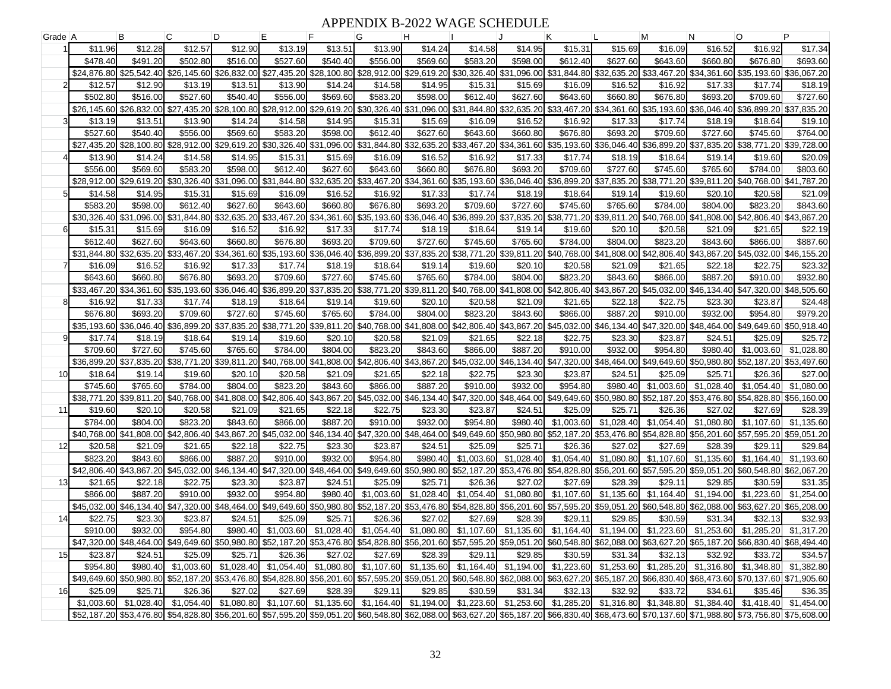# APPENDIX B-2022 WAGE SCHEDULE

| Grade | A | B | C | D | E | F | G | H | I | J | K | L | M | N | O | P |
|---|---|---|---|---|---|---|---|---|---|---|---|---|---|---|---|---|
| 1 | $11.96 | $12.28 | $12.57 | $12.90 | $13.19 | $13.51 | $13.90 | $14.24 | $14.58 | $14.95 | $15.31 | $15.69 | $16.09 | $16.52 | $16.92 | $17.34 |
| | $478.40 | $491.20 | $502.80 | $516.00 | $527.60 | $540.40 | $556.00 | $569.60 | $583.20 | $598.00 | $612.40 | $627.60 | $643.60 | $660.80 | $676.80 | $693.60 |
| | $24,876.80 | $25,542.40 | $26,145.60 | $26,832.00 | $27,435.20 | $28,100.80 | $28,912.00 | $29,619.20 | $30,326.40 | $31,096.00 | $31,844.80 | $32,635.20 | $33,467.20 | $34,361.60 | $35,193.60 | $36,067.20 |
| 2 | $12.57 | $12.90 | $13.19 | $13.51 | $13.90 | $14.24 | $14.58 | $14.95 | $15.31 | $15.69 | $16.09 | $16.52 | $16.92 | $17.33 | $17.74 | $18.19 |
| | $502.80 | $516.00 | $527.60 | $540.40 | $556.00 | $569.60 | $583.20 | $598.00 | $612.40 | $627.60 | $643.60 | $660.80 | $676.80 | $693.20 | $709.60 | $727.60 |
| | $26,145.60 | $26,832.00 | $27,435.20 | $28,100.80 | $28,912.00 | $29,619.20 | $30,326.40 | $31,096.00 | $31,844.80 | $32,635.20 | $33,467.20 | $34,361.60 | $35,193.60 | $36,046.40 | $36,899.20 | $37,835.20 |
| 3 | $13.19 | $13.51 | $13.90 | $14.24 | $14.58 | $14.95 | $15.31 | $15.69 | $16.09 | $16.52 | $16.92 | $17.33 | $17.74 | $18.19 | $18.64 | $19.10 |
| | $527.60 | $540.40 | $556.00 | $569.60 | $583.20 | $598.00 | $612.40 | $627.60 | $643.60 | $660.80 | $676.80 | $693.20 | $709.60 | $727.60 | $745.60 | $764.00 |
| | $27,435.20 | $28,100.80 | $28,912.00 | $29,619.20 | $30,326.40 | $31,096.00 | $31,844.80 | $32,635.20 | $33,467.20 | $34,361.60 | $35,193.60 | $36,046.40 | $36,899.20 | $37,835.20 | $38,771.20 | $39,728.00 |
| 4 | $13.90 | $14.24 | $14.58 | $14.95 | $15.31 | $15.69 | $16.09 | $16.52 | $16.92 | $17.33 | $17.74 | $18.19 | $18.64 | $19.14 | $19.60 | $20.09 |
| | $556.00 | $569.60 | $583.20 | $598.00 | $612.40 | $627.60 | $643.60 | $660.80 | $676.80 | $693.20 | $709.60 | $727.60 | $745.60 | $765.60 | $784.00 | $803.60 |
| | $28,912.00 | $29,619.20 | $30,326.40 | $31,096.00 | $31,844.80 | $32,635.20 | $33,467.20 | $34,361.60 | $35,193.60 | $36,046.40 | $36,899.20 | $37,835.20 | $38,771.20 | $39,811.20 | $40,768.00 | $41,787.20 |
| 5 | $14.58 | $14.95 | $15.31 | $15.69 | $16.09 | $16.52 | $16.92 | $17.33 | $17.74 | $18.19 | $18.64 | $19.14 | $19.60 | $20.10 | $20.58 | $21.09 |
| | $583.20 | $598.00 | $612.40 | $627.60 | $643.60 | $660.80 | $676.80 | $693.20 | $709.60 | $727.60 | $745.60 | $765.60 | $784.00 | $804.00 | $823.20 | $843.60 |
| | $30,326.40 | $31,096.00 | $31,844.80 | $32,635.20 | $33,467.20 | $34,361.60 | $35,193.60 | $36,046.40 | $36,899.20 | $37,835.20 | $38,771.20 | $39,811.20 | $40,768.00 | $41,808.00 | $42,806.40 | $43,867.20 |
| 6 | $15.31 | $15.69 | $16.09 | $16.52 | $16.92 | $17.33 | $17.74 | $18.19 | $18.64 | $19.14 | $19.60 | $20.10 | $20.58 | $21.09 | $21.65 | $22.19 |
| | $612.40 | $627.60 | $643.60 | $660.80 | $676.80 | $693.20 | $709.60 | $727.60 | $745.60 | $765.60 | $784.00 | $804.00 | $823.20 | $843.60 | $866.00 | $887.60 |
| | $31,844.80 | $32,635.20 | $33,467.20 | $34,361.60 | $35,193.60 | $36,046.40 | $36,899.20 | $37,835.20 | $38,771.20 | $39,811.20 | $40,768.00 | $41,808.00 | $42,806.40 | $43,867.20 | $45,032.00 | $46,155.20 |
| 7 | $16.09 | $16.52 | $16.92 | $17.33 | $17.74 | $18.19 | $18.64 | $19.14 | $19.60 | $20.10 | $20.58 | $21.09 | $21.65 | $22.18 | $22.75 | $23.32 |
| | $643.60 | $660.80 | $676.80 | $693.20 | $709.60 | $727.60 | $745.60 | $765.60 | $784.00 | $804.00 | $823.20 | $843.60 | $866.00 | $887.20 | $910.00 | $932.80 |
| | $33,467.20 | $34,361.60 | $35,193.60 | $36,046.40 | $36,899.20 | $37,835.20 | $38,771.20 | $39,811.20 | $40,768.00 | $41,808.00 | $42,806.40 | $43,867.20 | $45,032.00 | $46,134.40 | $47,320.00 | $48,505.60 |
| 8 | $16.92 | $17.33 | $17.74 | $18.19 | $18.64 | $19.14 | $19.60 | $20.10 | $20.58 | $21.09 | $21.65 | $22.18 | $22.75 | $23.30 | $23.87 | $24.48 |
| | $676.80 | $693.20 | $709.60 | $727.60 | $745.60 | $765.60 | $784.00 | $804.00 | $823.20 | $843.60 | $866.00 | $887.20 | $910.00 | $932.00 | $954.80 | $979.20 |
| | $35,193.60 | $36,046.40 | $36,899.20 | $37,835.20 | $38,771.20 | $39,811.20 | $40,768.00 | $41,808.00 | $42,806.40 | $43,867.20 | $45,032.00 | $46,134.40 | $47,320.00 | $48,464.00 | $49,649.60 | $50,918.40 |
| 9 | $17.74 | $18.19 | $18.64 | $19.14 | $19.60 | $20.10 | $20.58 | $21.09 | $21.65 | $22.18 | $22.75 | $23.30 | $23.87 | $24.51 | $25.09 | $25.72 |
| | $709.60 | $727.60 | $745.60 | $765.60 | $784.00 | $804.00 | $823.20 | $843.60 | $866.00 | $887.20 | $910.00 | $932.00 | $954.80 | $980.40 | $1,003.60 | $1,028.80 |
| | $36,899.20 | $37,835.20 | $38,771.20 | $39,811.20 | $40,768.00 | $41,808.00 | $42,806.40 | $43,867.20 | $45,032.00 | $46,134.40 | $47,320.00 | $48,464.00 | $49,649.60 | $50,980.80 | $52,187.20 | $53,497.60 |
| 10 | $18.64 | $19.14 | $19.60 | $20.10 | $20.58 | $21.09 | $21.65 | $22.18 | $22.75 | $23.30 | $23.87 | $24.51 | $25.09 | $25.71 | $26.36 | $27.00 |
| | $745.60 | $765.60 | $784.00 | $804.00 | $823.20 | $843.60 | $866.00 | $887.20 | $910.00 | $932.00 | $954.80 | $980.40 | $1,003.60 | $1,028.40 | $1,054.40 | $1,080.00 |
| | $38,771.20 | $39,811.20 | $40,768.00 | $41,808.00 | $42,806.40 | $43,867.20 | $45,032.00 | $46,134.40 | $47,320.00 | $48,464.00 | $49,649.60 | $50,980.80 | $52,187.20 | $53,476.80 | $54,828.80 | $56,160.00 |
| 11 | $19.60 | $20.10 | $20.58 | $21.09 | $21.65 | $22.18 | $22.75 | $23.30 | $23.87 | $24.51 | $25.09 | $25.71 | $26.36 | $27.02 | $27.69 | $28.39 |
| | $784.00 | $804.00 | $823.20 | $843.60 | $866.00 | $887.20 | $910.00 | $932.00 | $954.80 | $980.40 | $1,003.60 | $1,028.40 | $1,054.40 | $1,080.80 | $1,107.60 | $1,135.60 |
| | $40,768.00 | $41,808.00 | $42,806.40 | $43,867.20 | $45,032.00 | $46,134.40 | $47,320.00 | $48,464.00 | $49,649.60 | $50,980.80 | $52,187.20 | $53,476.80 | $54,828.80 | $56,201.60 | $57,595.20 | $59,051.20 |
| 12 | $20.58 | $21.09 | $21.65 | $22.18 | $22.75 | $23.30 | $23.87 | $24.51 | $25.09 | $25.71 | $26.36 | $27.02 | $27.69 | $28.39 | $29.11 | $29.84 |
| | $823.20 | $843.60 | $866.00 | $887.20 | $910.00 | $932.00 | $954.80 | $980.40 | $1,003.60 | $1,028.40 | $1,054.40 | $1,080.80 | $1,107.60 | $1,135.60 | $1,164.40 | $1,193.60 |
| | $42,806.40 | $43,867.20 | $45,032.00 | $46,134.40 | $47,320.00 | $48,464.00 | $49,649.60 | $50,980.80 | $52,187.20 | $53,476.80 | $54,828.80 | $56,201.60 | $57,595.20 | $59,051.20 | $60,548.80 | $62,067.20 |
| 13 | $21.65 | $22.18 | $22.75 | $23.30 | $23.87 | $24.51 | $25.09 | $25.71 | $26.36 | $27.02 | $27.69 | $28.39 | $29.11 | $29.85 | $30.59 | $31.35 |
| | $866.00 | $887.20 | $910.00 | $932.00 | $954.80 | $980.40 | $1,003.60 | $1,028.40 | $1,054.40 | $1,080.80 | $1,107.60 | $1,135.60 | $1,164.40 | $1,194.00 | $1,223.60 | $1,254.00 |
| | $45,032.00 | $46,134.40 | $47,320.00 | $48,464.00 | $49,649.60 | $50,980.80 | $52,187.20 | $53,476.80 | $54,828.80 | $56,201.60 | $57,595.20 | $59,051.20 | $60,548.80 | $62,088.00 | $63,627.20 | $65,208.00 |
| 14 | $22.75 | $23.30 | $23.87 | $24.51 | $25.09 | $25.71 | $26.36 | $27.02 | $27.69 | $28.39 | $29.11 | $29.85 | $30.59 | $31.34 | $32.13 | $32.93 |
| | $910.00 | $932.00 | $954.80 | $980.40 | $1,003.60 | $1,028.40 | $1,054.40 | $1,080.80 | $1,107.60 | $1,135.60 | $1,164.40 | $1,194.00 | $1,223.60 | $1,253.60 | $1,285.20 | $1,317.20 |
| | $47,320.00 | $48,464.00 | $49,649.60 | $50,980.80 | $52,187.20 | $53,476.80 | $54,828.80 | $56,201.60 | $57,595.20 | $59,051.20 | $60,548.80 | $62,088.00 | $63,627.20 | $65,187.20 | $66,830.40 | $68,494.40 |
| 15 | $23.87 | $24.51 | $25.09 | $25.71 | $26.36 | $27.02 | $27.69 | $28.39 | $29.11 | $29.85 | $30.59 | $31.34 | $32.13 | $32.92 | $33.72 | $34.57 |
| | $954.80 | $980.40 | $1,003.60 | $1,028.40 | $1,054.40 | $1,080.80 | $1,107.60 | $1,135.60 | $1,164.40 | $1,194.00 | $1,223.60 | $1,253.60 | $1,285.20 | $1,316.80 | $1,348.80 | $1,382.80 |
| | $49,649.60 | $50,980.80 | $52,187.20 | $53,476.80 | $54,828.80 | $56,201.60 | $57,595.20 | $59,051.20 | $60,548.80 | $62,088.00 | $63,627.20 | $65,187.20 | $66,830.40 | $68,473.60 | $70,137.60 | $71,905.60 |
| 16 | $25.09 | $25.71 | $26.36 | $27.02 | $27.69 | $28.39 | $29.11 | $29.85 | $30.59 | $31.34 | $32.13 | $32.92 | $33.72 | $34.61 | $35.46 | $36.35 |
| | $1,003.60 | $1,028.40 | $1,054.40 | $1,080.80 | $1,107.60 | $1,135.60 | $1,164.40 | $1,194.00 | $1,223.60 | $1,253.60 | $1,285.20 | $1,316.80 | $1,348.80 | $1,384.40 | $1,418.40 | $1,454.00 |
| | $52,187.20 | $53,476.80 | $54,828.80 | $56,201.60 | $57,595.20 | $59,051.20 | $60,548.80 | $62,088.00 | $63,627.20 | $65,187.20 | $66,830.40 | $68,473.60 | $70,137.60 | $71,988.80 | $73,756.80 | $75,608.00 |